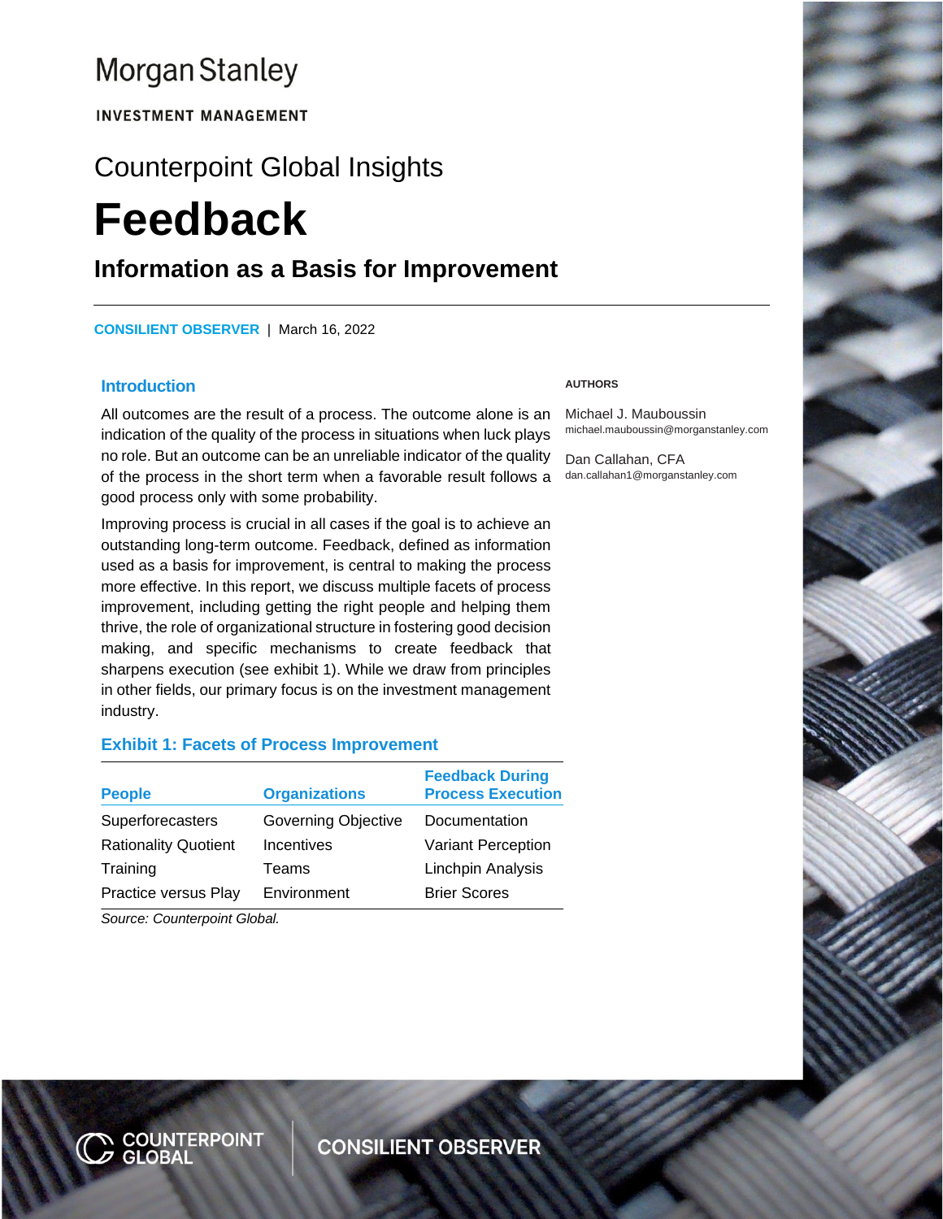Morgan Stanley

INVESTMENT MANAGEMENT

Counterpoint Global Insights

# Feedback

## Information as a Basis for Improvement

**CONSILIENT OBSERVER** | March 16, 2022

**AUTHORS**

Michael J. Mauboussin
michael.mauboussin@morganstanley.com

Dan Callahan, CFA
dan.callahan1@morganstanley.com

### Introduction

All outcomes are the result of a process. The outcome alone is an indication of the quality of the process in situations when luck plays no role. But an outcome can be an unreliable indicator of the quality of the process in the short term when a favorable result follows a good process only with some probability.

Improving process is crucial in all cases if the goal is to achieve an outstanding long-term outcome. Feedback, defined as information used as a basis for improvement, is central to making the process more effective. In this report, we discuss multiple facets of process improvement, including getting the right people and helping them thrive, the role of organizational structure in fostering good decision making, and specific mechanisms to create feedback that sharpens execution (see exhibit 1). While we draw from principles in other fields, our primary focus is on the investment management industry.

### Exhibit 1: Facets of Process Improvement

| People | Organizations | Feedback During Process Execution |
|---|---|---|
| Superforecasters | Governing Objective | Documentation |
| Rationality Quotient | Incentives | Variant Perception |
| Training | Teams | Linchpin Analysis |
| Practice versus Play | Environment | Brier Scores |

*Source: Counterpoint Global.*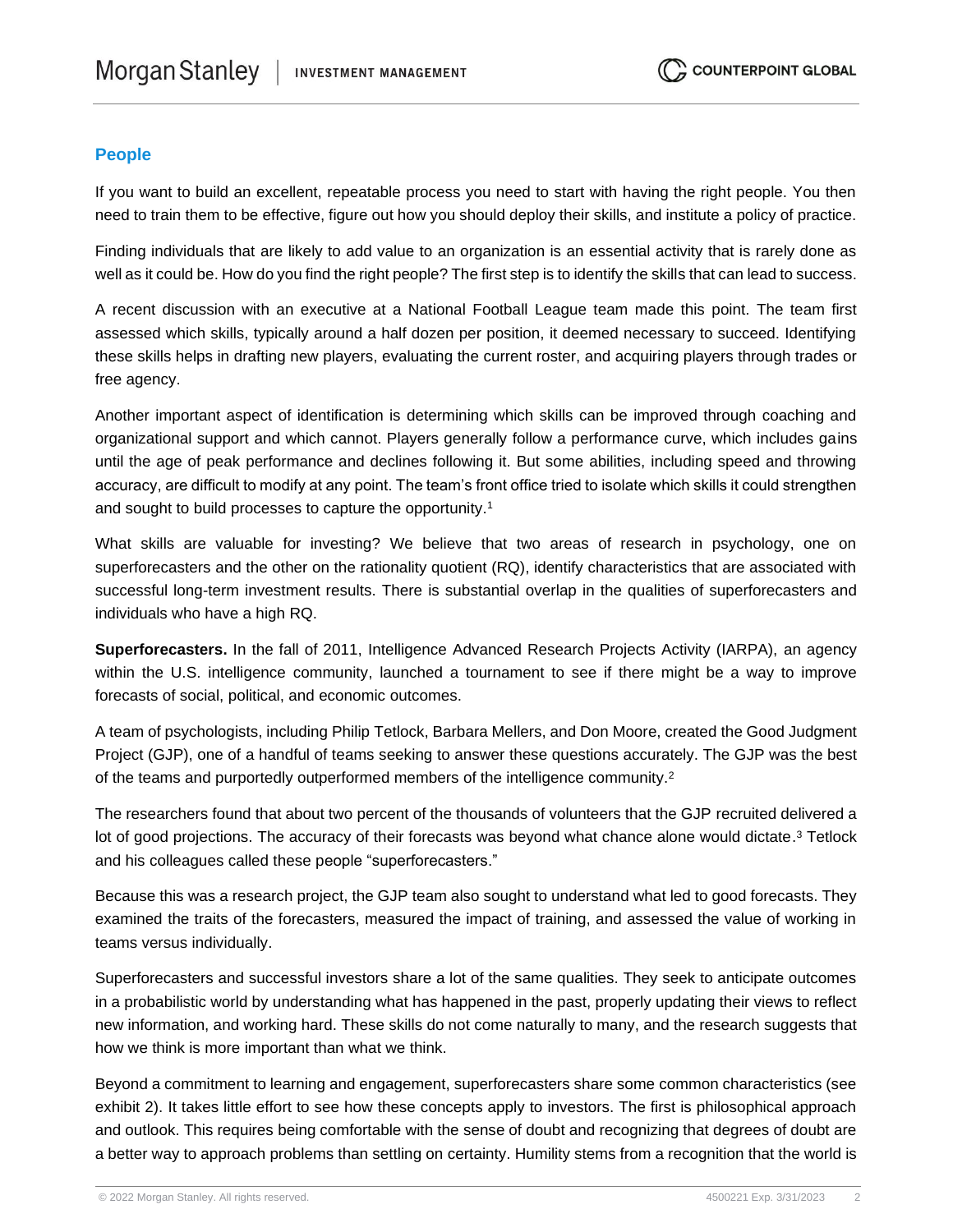## People

If you want to build an excellent, repeatable process you need to start with having the right people. You then need to train them to be effective, figure out how you should deploy their skills, and institute a policy of practice.

Finding individuals that are likely to add value to an organization is an essential activity that is rarely done as well as it could be. How do you find the right people? The first step is to identify the skills that can lead to success.

A recent discussion with an executive at a National Football League team made this point. The team first assessed which skills, typically around a half dozen per position, it deemed necessary to succeed. Identifying these skills helps in drafting new players, evaluating the current roster, and acquiring players through trades or free agency.

Another important aspect of identification is determining which skills can be improved through coaching and organizational support and which cannot. Players generally follow a performance curve, which includes gains until the age of peak performance and declines following it. But some abilities, including speed and throwing accuracy, are difficult to modify at any point. The team's front office tried to isolate which skills it could strengthen and sought to build processes to capture the opportunity.[1]

What skills are valuable for investing? We believe that two areas of research in psychology, one on superforecasters and the other on the rationality quotient (RQ), identify characteristics that are associated with successful long-term investment results. There is substantial overlap in the qualities of superforecasters and individuals who have a high RQ.

**Superforecasters.** In the fall of 2011, Intelligence Advanced Research Projects Activity (IARPA), an agency within the U.S. intelligence community, launched a tournament to see if there might be a way to improve forecasts of social, political, and economic outcomes.

A team of psychologists, including Philip Tetlock, Barbara Mellers, and Don Moore, created the Good Judgment Project (GJP), one of a handful of teams seeking to answer these questions accurately. The GJP was the best of the teams and purportedly outperformed members of the intelligence community.[2]

The researchers found that about two percent of the thousands of volunteers that the GJP recruited delivered a lot of good projections. The accuracy of their forecasts was beyond what chance alone would dictate.[3] Tetlock and his colleagues called these people "superforecasters."

Because this was a research project, the GJP team also sought to understand what led to good forecasts. They examined the traits of the forecasters, measured the impact of training, and assessed the value of working in teams versus individually.

Superforecasters and successful investors share a lot of the same qualities. They seek to anticipate outcomes in a probabilistic world by understanding what has happened in the past, properly updating their views to reflect new information, and working hard. These skills do not come naturally to many, and the research suggests that how we think is more important than what we think.

Beyond a commitment to learning and engagement, superforecasters share some common characteristics (see exhibit 2). It takes little effort to see how these concepts apply to investors. The first is philosophical approach and outlook. This requires being comfortable with the sense of doubt and recognizing that degrees of doubt are a better way to approach problems than settling on certainty. Humility stems from a recognition that the world is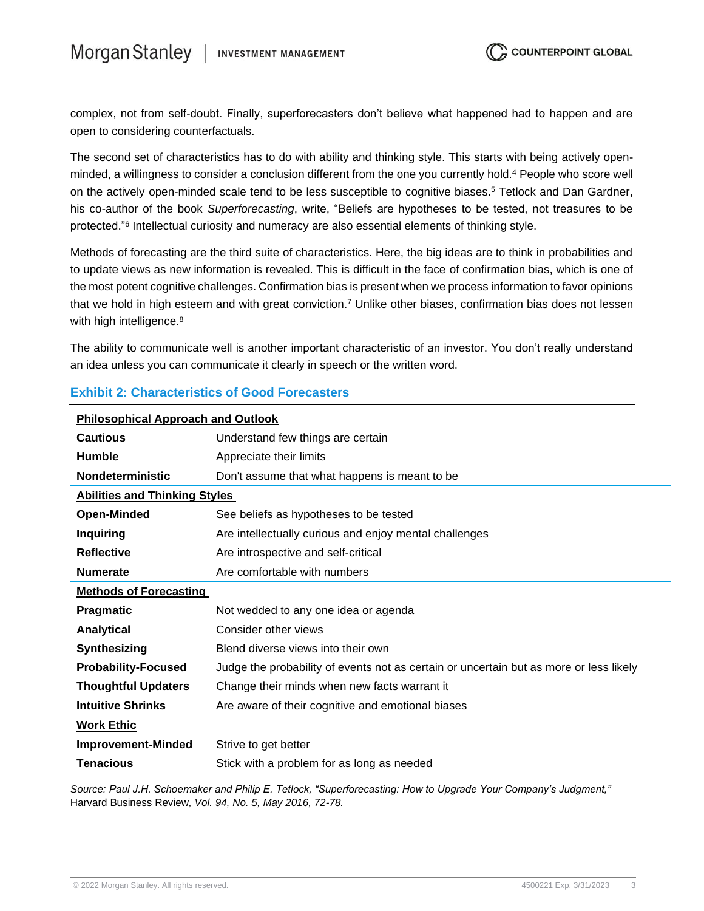complex, not from self-doubt. Finally, superforecasters don't believe what happened had to happen and are open to considering counterfactuals.

The second set of characteristics has to do with ability and thinking style. This starts with being actively open-minded, a willingness to consider a conclusion different from the one you currently hold.[4] People who score well on the actively open-minded scale tend to be less susceptible to cognitive biases.[5] Tetlock and Dan Gardner, his co-author of the book *Superforecasting*, write, "Beliefs are hypotheses to be tested, not treasures to be protected."[6] Intellectual curiosity and numeracy are also essential elements of thinking style.

Methods of forecasting are the third suite of characteristics. Here, the big ideas are to think in probabilities and to update views as new information is revealed. This is difficult in the face of confirmation bias, which is one of the most potent cognitive challenges. Confirmation bias is present when we process information to favor opinions that we hold in high esteem and with great conviction.[7] Unlike other biases, confirmation bias does not lessen with high intelligence.[8]

The ability to communicate well is another important characteristic of an investor. You don't really understand an idea unless you can communicate it clearly in speech or the written word.

### Exhibit 2: Characteristics of Good Forecasters

| | |
|---|---|
| **Philosophical Approach and Outlook** | |
| **Cautious** | Understand few things are certain |
| **Humble** | Appreciate their limits |
| **Nondeterministic** | Don't assume that what happens is meant to be |
| **Abilities and Thinking Styles** | |
| **Open-Minded** | See beliefs as hypotheses to be tested |
| **Inquiring** | Are intellectually curious and enjoy mental challenges |
| **Reflective** | Are introspective and self-critical |
| **Numerate** | Are comfortable with numbers |
| **Methods of Forecasting** | |
| **Pragmatic** | Not wedded to any one idea or agenda |
| **Analytical** | Consider other views |
| **Synthesizing** | Blend diverse views into their own |
| **Probability-Focused** | Judge the probability of events not as certain or uncertain but as more or less likely |
| **Thoughtful Updaters** | Change their minds when new facts warrant it |
| **Intuitive Shrinks** | Are aware of their cognitive and emotional biases |
| **Work Ethic** | |
| **Improvement-Minded** | Strive to get better |
| **Tenacious** | Stick with a problem for as long as needed |

*Source: Paul J.H. Schoemaker and Philip E. Tetlock, "Superforecasting: How to Upgrade Your Company's Judgment,"* Harvard Business Review*, Vol. 94, No. 5, May 2016, 72-78.*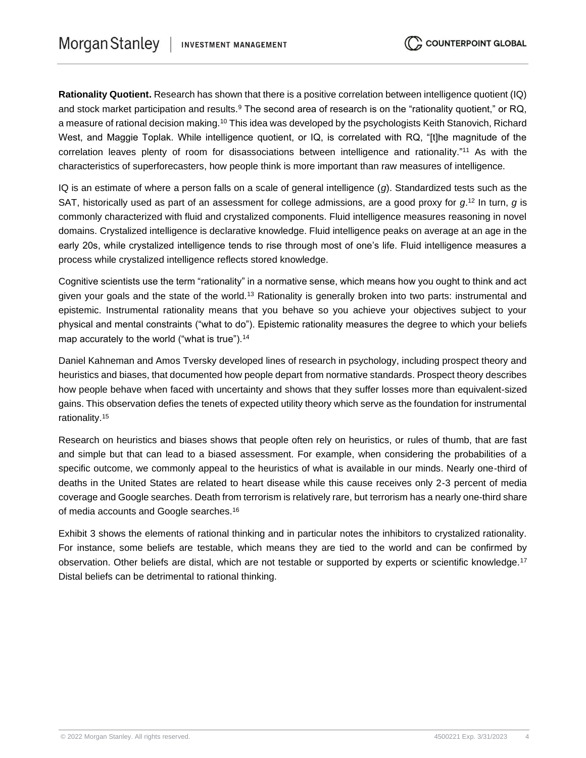**Rationality Quotient.** Research has shown that there is a positive correlation between intelligence quotient (IQ) and stock market participation and results.[9] The second area of research is on the "rationality quotient," or RQ, a measure of rational decision making.[10] This idea was developed by the psychologists Keith Stanovich, Richard West, and Maggie Toplak. While intelligence quotient, or IQ, is correlated with RQ, "[t]he magnitude of the correlation leaves plenty of room for disassociations between intelligence and rationality."[11] As with the characteristics of superforecasters, how people think is more important than raw measures of intelligence.

IQ is an estimate of where a person falls on a scale of general intelligence (*g*). Standardized tests such as the SAT, historically used as part of an assessment for college admissions, are a good proxy for *g*.[12] In turn, *g* is commonly characterized with fluid and crystalized components. Fluid intelligence measures reasoning in novel domains. Crystalized intelligence is declarative knowledge. Fluid intelligence peaks on average at an age in the early 20s, while crystalized intelligence tends to rise through most of one's life. Fluid intelligence measures a process while crystalized intelligence reflects stored knowledge.

Cognitive scientists use the term "rationality" in a normative sense, which means how you ought to think and act given your goals and the state of the world.[13] Rationality is generally broken into two parts: instrumental and epistemic. Instrumental rationality means that you behave so you achieve your objectives subject to your physical and mental constraints ("what to do"). Epistemic rationality measures the degree to which your beliefs map accurately to the world ("what is true").[14]

Daniel Kahneman and Amos Tversky developed lines of research in psychology, including prospect theory and heuristics and biases, that documented how people depart from normative standards. Prospect theory describes how people behave when faced with uncertainty and shows that they suffer losses more than equivalent-sized gains. This observation defies the tenets of expected utility theory which serve as the foundation for instrumental rationality.[15]

Research on heuristics and biases shows that people often rely on heuristics, or rules of thumb, that are fast and simple but that can lead to a biased assessment. For example, when considering the probabilities of a specific outcome, we commonly appeal to the heuristics of what is available in our minds. Nearly one-third of deaths in the United States are related to heart disease while this cause receives only 2-3 percent of media coverage and Google searches. Death from terrorism is relatively rare, but terrorism has a nearly one-third share of media accounts and Google searches.[16]

Exhibit 3 shows the elements of rational thinking and in particular notes the inhibitors to crystalized rationality. For instance, some beliefs are testable, which means they are tied to the world and can be confirmed by observation. Other beliefs are distal, which are not testable or supported by experts or scientific knowledge.[17] Distal beliefs can be detrimental to rational thinking.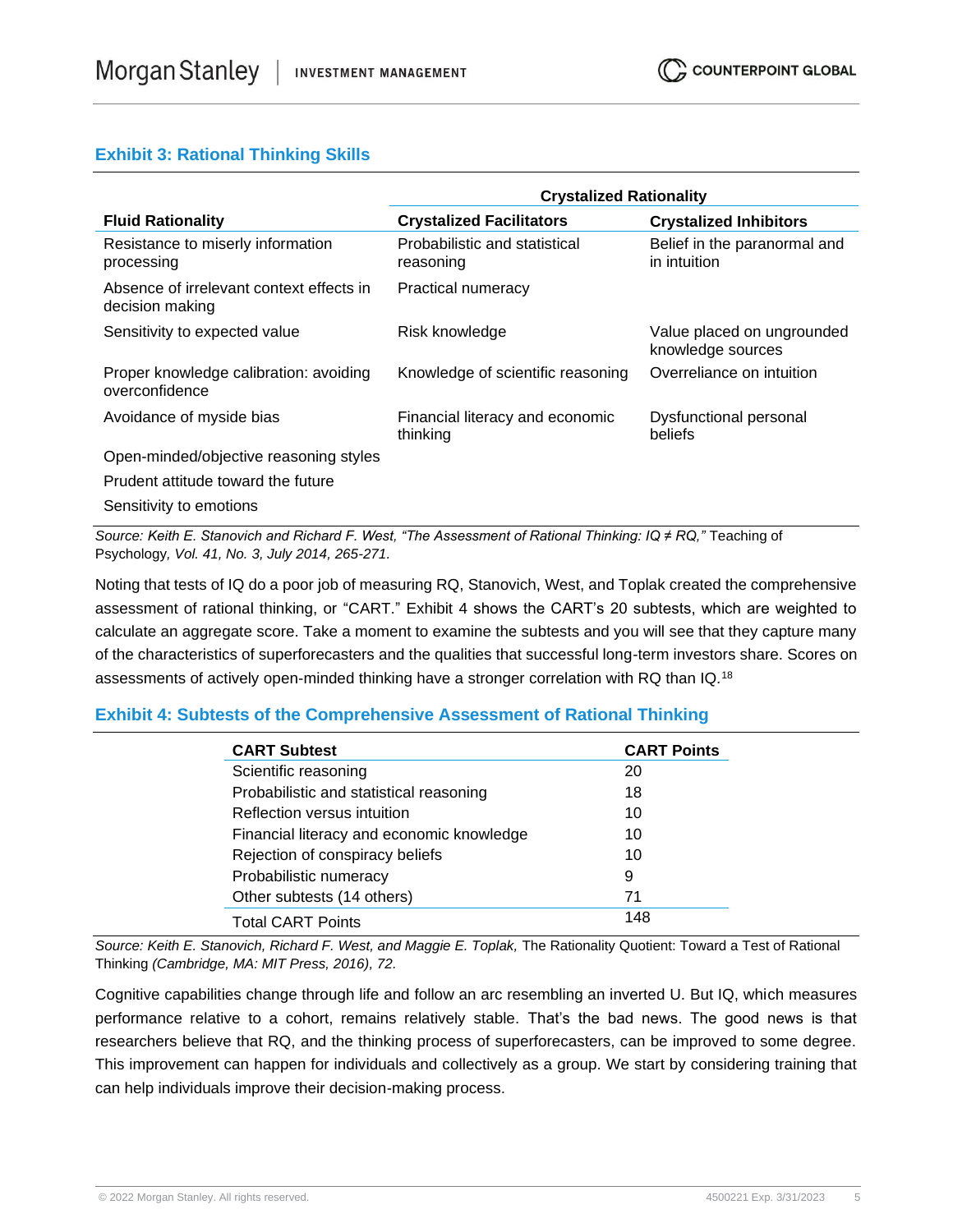### Exhibit 3: Rational Thinking Skills

| Fluid Rationality | Crystalized Rationality | |
|---|---|---|
| | **Crystalized Facilitators** | **Crystalized Inhibitors** |
| Resistance to miserly information processing | Probabilistic and statistical reasoning | Belief in the paranormal and in intuition |
| Absence of irrelevant context effects in decision making | Practical numeracy | |
| Sensitivity to expected value | Risk knowledge | Value placed on ungrounded knowledge sources |
| Proper knowledge calibration: avoiding overconfidence | Knowledge of scientific reasoning | Overreliance on intuition |
| Avoidance of myside bias | Financial literacy and economic thinking | Dysfunctional personal beliefs |
| Open-minded/objective reasoning styles | | |
| Prudent attitude toward the future | | |
| Sensitivity to emotions | | |

*Source: Keith E. Stanovich and Richard F. West, "The Assessment of Rational Thinking: IQ ≠ RQ,"* Teaching of Psychology*, Vol. 41, No. 3, July 2014, 265-271.*

Noting that tests of IQ do a poor job of measuring RQ, Stanovich, West, and Toplak created the comprehensive assessment of rational thinking, or "CART." Exhibit 4 shows the CART's 20 subtests, which are weighted to calculate an aggregate score. Take a moment to examine the subtests and you will see that they capture many of the characteristics of superforecasters and the qualities that successful long-term investors share. Scores on assessments of actively open-minded thinking have a stronger correlation with RQ than IQ.[18]

### Exhibit 4: Subtests of the Comprehensive Assessment of Rational Thinking

| CART Subtest | CART Points |
|---|---|
| Scientific reasoning | 20 |
| Probabilistic and statistical reasoning | 18 |
| Reflection versus intuition | 10 |
| Financial literacy and economic knowledge | 10 |
| Rejection of conspiracy beliefs | 10 |
| Probabilistic numeracy | 9 |
| Other subtests (14 others) | 71 |
| Total CART Points | 148 |

*Source: Keith E. Stanovich, Richard F. West, and Maggie E. Toplak,* The Rationality Quotient: Toward a Test of Rational Thinking *(Cambridge, MA: MIT Press, 2016), 72.*

Cognitive capabilities change through life and follow an arc resembling an inverted U. But IQ, which measures performance relative to a cohort, remains relatively stable. That's the bad news. The good news is that researchers believe that RQ, and the thinking process of superforecasters, can be improved to some degree. This improvement can happen for individuals and collectively as a group. We start by considering training that can help individuals improve their decision-making process.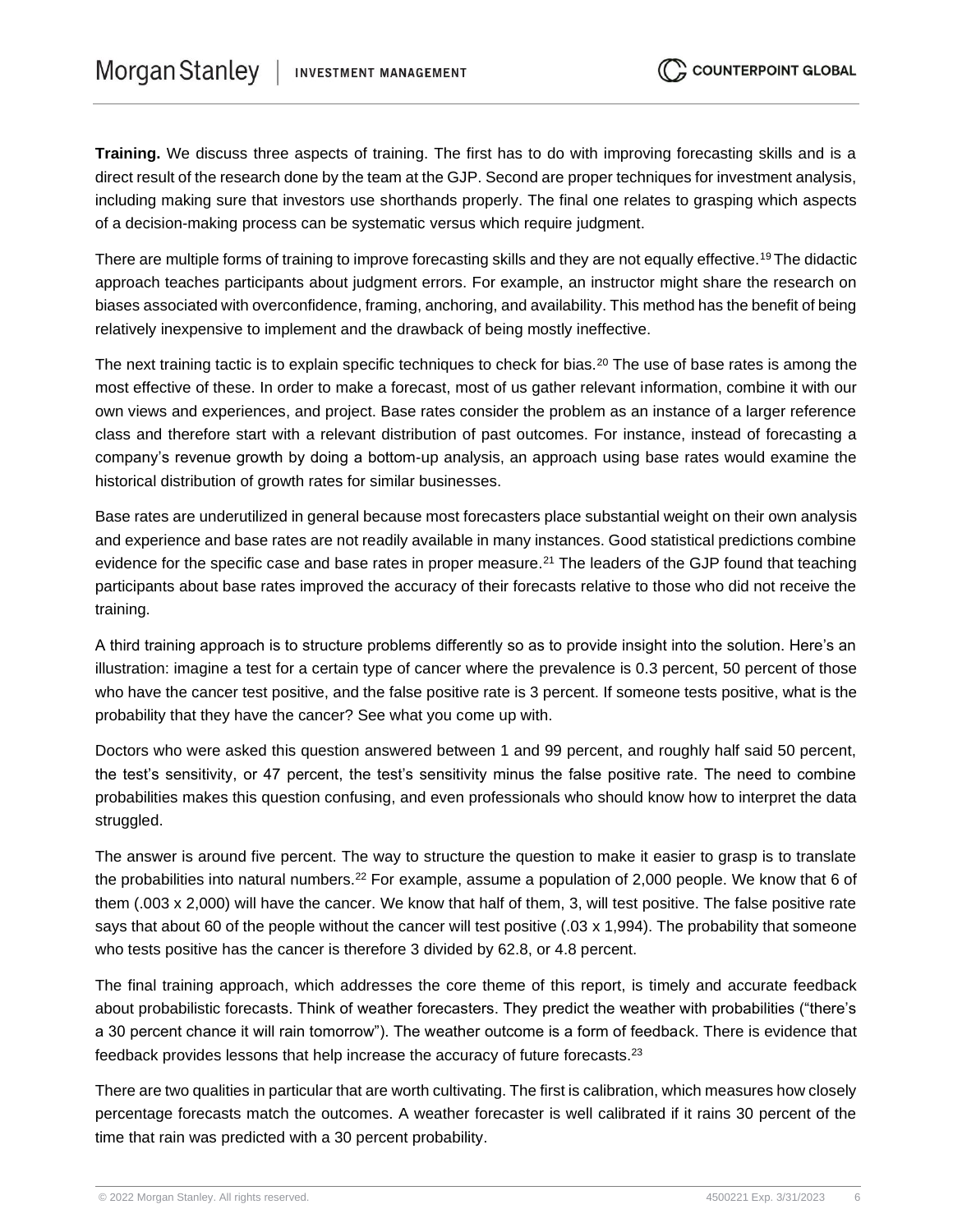**Training.** We discuss three aspects of training. The first has to do with improving forecasting skills and is a direct result of the research done by the team at the GJP. Second are proper techniques for investment analysis, including making sure that investors use shorthands properly. The final one relates to grasping which aspects of a decision-making process can be systematic versus which require judgment.

There are multiple forms of training to improve forecasting skills and they are not equally effective.[19] The didactic approach teaches participants about judgment errors. For example, an instructor might share the research on biases associated with overconfidence, framing, anchoring, and availability. This method has the benefit of being relatively inexpensive to implement and the drawback of being mostly ineffective.

The next training tactic is to explain specific techniques to check for bias.[20] The use of base rates is among the most effective of these. In order to make a forecast, most of us gather relevant information, combine it with our own views and experiences, and project. Base rates consider the problem as an instance of a larger reference class and therefore start with a relevant distribution of past outcomes. For instance, instead of forecasting a company's revenue growth by doing a bottom-up analysis, an approach using base rates would examine the historical distribution of growth rates for similar businesses.

Base rates are underutilized in general because most forecasters place substantial weight on their own analysis and experience and base rates are not readily available in many instances. Good statistical predictions combine evidence for the specific case and base rates in proper measure.[21] The leaders of the GJP found that teaching participants about base rates improved the accuracy of their forecasts relative to those who did not receive the training.

A third training approach is to structure problems differently so as to provide insight into the solution. Here's an illustration: imagine a test for a certain type of cancer where the prevalence is 0.3 percent, 50 percent of those who have the cancer test positive, and the false positive rate is 3 percent. If someone tests positive, what is the probability that they have the cancer? See what you come up with.

Doctors who were asked this question answered between 1 and 99 percent, and roughly half said 50 percent, the test's sensitivity, or 47 percent, the test's sensitivity minus the false positive rate. The need to combine probabilities makes this question confusing, and even professionals who should know how to interpret the data struggled.

The answer is around five percent. The way to structure the question to make it easier to grasp is to translate the probabilities into natural numbers.[22] For example, assume a population of 2,000 people. We know that 6 of them (.003 x 2,000) will have the cancer. We know that half of them, 3, will test positive. The false positive rate says that about 60 of the people without the cancer will test positive (.03 x 1,994). The probability that someone who tests positive has the cancer is therefore 3 divided by 62.8, or 4.8 percent.

The final training approach, which addresses the core theme of this report, is timely and accurate feedback about probabilistic forecasts. Think of weather forecasters. They predict the weather with probabilities ("there's a 30 percent chance it will rain tomorrow"). The weather outcome is a form of feedback. There is evidence that feedback provides lessons that help increase the accuracy of future forecasts.[23]

There are two qualities in particular that are worth cultivating. The first is calibration, which measures how closely percentage forecasts match the outcomes. A weather forecaster is well calibrated if it rains 30 percent of the time that rain was predicted with a 30 percent probability.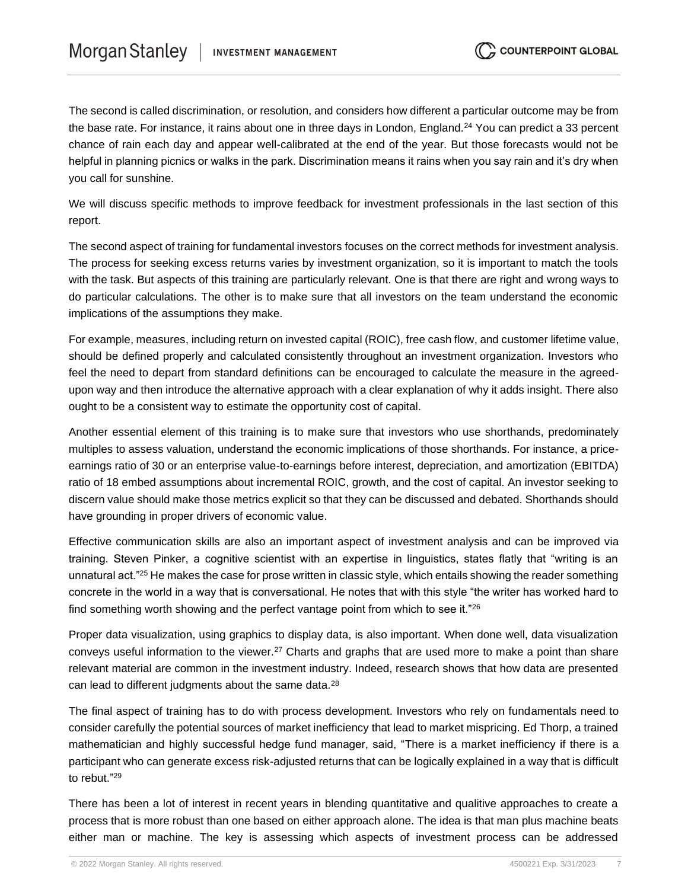The second is called discrimination, or resolution, and considers how different a particular outcome may be from the base rate. For instance, it rains about one in three days in London, England.[24] You can predict a 33 percent chance of rain each day and appear well-calibrated at the end of the year. But those forecasts would not be helpful in planning picnics or walks in the park. Discrimination means it rains when you say rain and it's dry when you call for sunshine.

We will discuss specific methods to improve feedback for investment professionals in the last section of this report.

The second aspect of training for fundamental investors focuses on the correct methods for investment analysis. The process for seeking excess returns varies by investment organization, so it is important to match the tools with the task. But aspects of this training are particularly relevant. One is that there are right and wrong ways to do particular calculations. The other is to make sure that all investors on the team understand the economic implications of the assumptions they make.

For example, measures, including return on invested capital (ROIC), free cash flow, and customer lifetime value, should be defined properly and calculated consistently throughout an investment organization. Investors who feel the need to depart from standard definitions can be encouraged to calculate the measure in the agreed-upon way and then introduce the alternative approach with a clear explanation of why it adds insight. There also ought to be a consistent way to estimate the opportunity cost of capital.

Another essential element of this training is to make sure that investors who use shorthands, predominately multiples to assess valuation, understand the economic implications of those shorthands. For instance, a price-earnings ratio of 30 or an enterprise value-to-earnings before interest, depreciation, and amortization (EBITDA) ratio of 18 embed assumptions about incremental ROIC, growth, and the cost of capital. An investor seeking to discern value should make those metrics explicit so that they can be discussed and debated. Shorthands should have grounding in proper drivers of economic value.

Effective communication skills are also an important aspect of investment analysis and can be improved via training. Steven Pinker, a cognitive scientist with an expertise in linguistics, states flatly that "writing is an unnatural act."[25] He makes the case for prose written in classic style, which entails showing the reader something concrete in the world in a way that is conversational. He notes that with this style "the writer has worked hard to find something worth showing and the perfect vantage point from which to see it."[26]

Proper data visualization, using graphics to display data, is also important. When done well, data visualization conveys useful information to the viewer.[27] Charts and graphs that are used more to make a point than share relevant material are common in the investment industry. Indeed, research shows that how data are presented can lead to different judgments about the same data.[28]

The final aspect of training has to do with process development. Investors who rely on fundamentals need to consider carefully the potential sources of market inefficiency that lead to market mispricing. Ed Thorp, a trained mathematician and highly successful hedge fund manager, said, "There is a market inefficiency if there is a participant who can generate excess risk-adjusted returns that can be logically explained in a way that is difficult to rebut."[29]

There has been a lot of interest in recent years in blending quantitative and qualitive approaches to create a process that is more robust than one based on either approach alone. The idea is that man plus machine beats either man or machine. The key is assessing which aspects of investment process can be addressed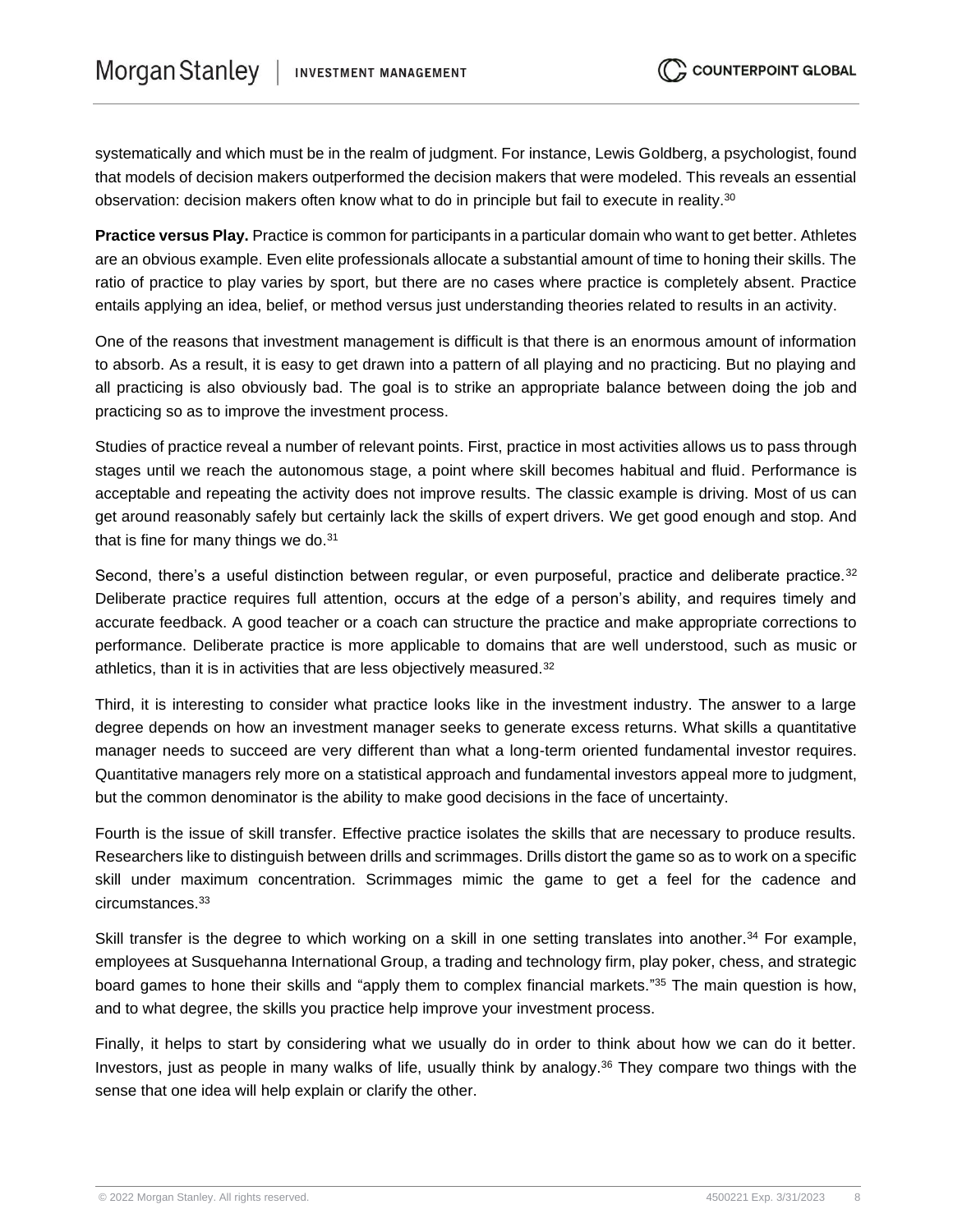systematically and which must be in the realm of judgment. For instance, Lewis Goldberg, a psychologist, found that models of decision makers outperformed the decision makers that were modeled. This reveals an essential observation: decision makers often know what to do in principle but fail to execute in reality.[30]

**Practice versus Play.** Practice is common for participants in a particular domain who want to get better. Athletes are an obvious example. Even elite professionals allocate a substantial amount of time to honing their skills. The ratio of practice to play varies by sport, but there are no cases where practice is completely absent. Practice entails applying an idea, belief, or method versus just understanding theories related to results in an activity.

One of the reasons that investment management is difficult is that there is an enormous amount of information to absorb. As a result, it is easy to get drawn into a pattern of all playing and no practicing. But no playing and all practicing is also obviously bad. The goal is to strike an appropriate balance between doing the job and practicing so as to improve the investment process.

Studies of practice reveal a number of relevant points. First, practice in most activities allows us to pass through stages until we reach the autonomous stage, a point where skill becomes habitual and fluid. Performance is acceptable and repeating the activity does not improve results. The classic example is driving. Most of us can get around reasonably safely but certainly lack the skills of expert drivers. We get good enough and stop. And that is fine for many things we do.[31]

Second, there's a useful distinction between regular, or even purposeful, practice and deliberate practice.[32] Deliberate practice requires full attention, occurs at the edge of a person's ability, and requires timely and accurate feedback. A good teacher or a coach can structure the practice and make appropriate corrections to performance. Deliberate practice is more applicable to domains that are well understood, such as music or athletics, than it is in activities that are less objectively measured.[32]

Third, it is interesting to consider what practice looks like in the investment industry. The answer to a large degree depends on how an investment manager seeks to generate excess returns. What skills a quantitative manager needs to succeed are very different than what a long-term oriented fundamental investor requires. Quantitative managers rely more on a statistical approach and fundamental investors appeal more to judgment, but the common denominator is the ability to make good decisions in the face of uncertainty.

Fourth is the issue of skill transfer. Effective practice isolates the skills that are necessary to produce results. Researchers like to distinguish between drills and scrimmages. Drills distort the game so as to work on a specific skill under maximum concentration. Scrimmages mimic the game to get a feel for the cadence and circumstances.[33]

Skill transfer is the degree to which working on a skill in one setting translates into another.[34] For example, employees at Susquehanna International Group, a trading and technology firm, play poker, chess, and strategic board games to hone their skills and "apply them to complex financial markets."[35] The main question is how, and to what degree, the skills you practice help improve your investment process.

Finally, it helps to start by considering what we usually do in order to think about how we can do it better. Investors, just as people in many walks of life, usually think by analogy.[36] They compare two things with the sense that one idea will help explain or clarify the other.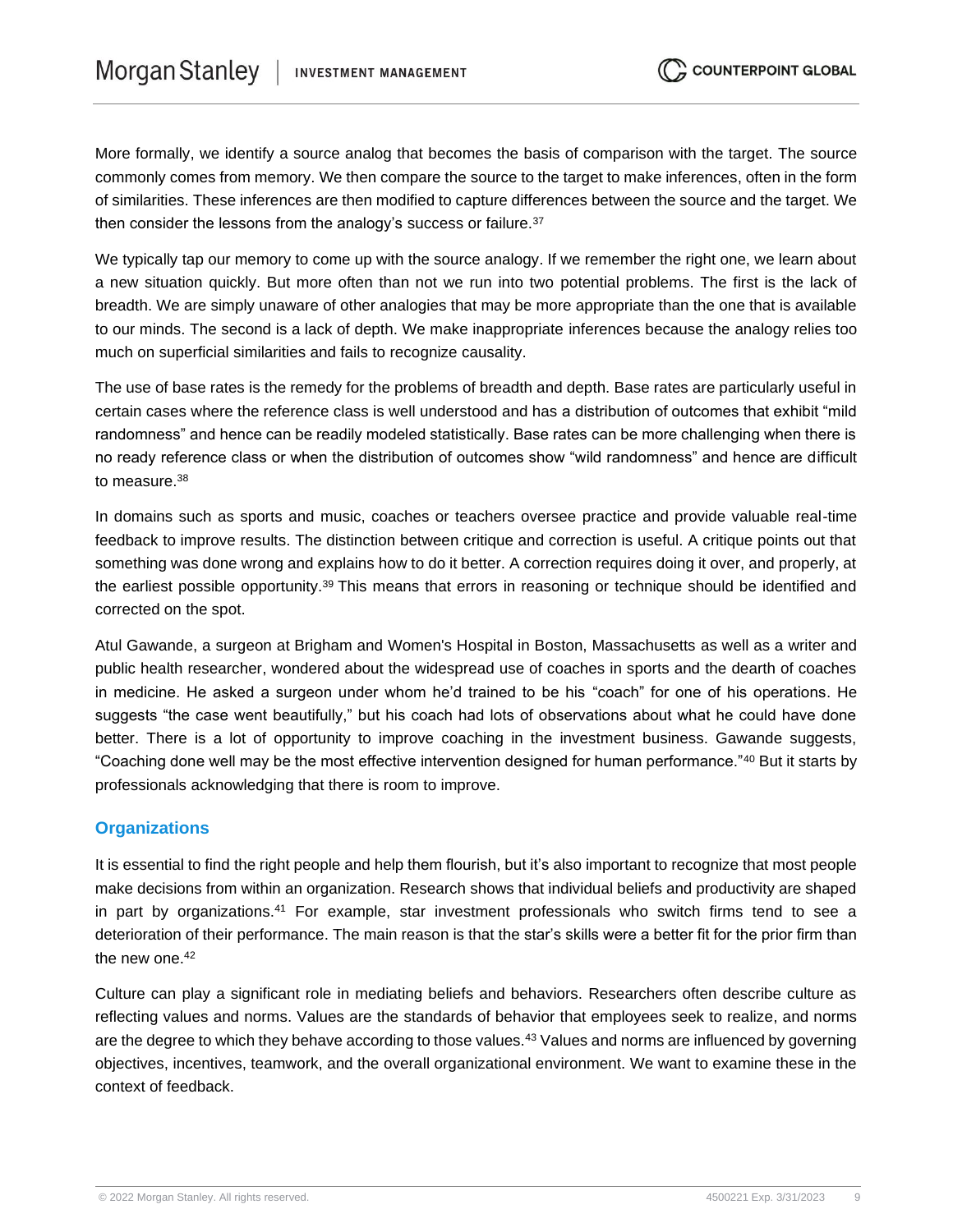More formally, we identify a source analog that becomes the basis of comparison with the target. The source commonly comes from memory. We then compare the source to the target to make inferences, often in the form of similarities. These inferences are then modified to capture differences between the source and the target. We then consider the lessons from the analogy's success or failure.[37]

We typically tap our memory to come up with the source analogy. If we remember the right one, we learn about a new situation quickly. But more often than not we run into two potential problems. The first is the lack of breadth. We are simply unaware of other analogies that may be more appropriate than the one that is available to our minds. The second is a lack of depth. We make inappropriate inferences because the analogy relies too much on superficial similarities and fails to recognize causality.

The use of base rates is the remedy for the problems of breadth and depth. Base rates are particularly useful in certain cases where the reference class is well understood and has a distribution of outcomes that exhibit "mild randomness" and hence can be readily modeled statistically. Base rates can be more challenging when there is no ready reference class or when the distribution of outcomes show "wild randomness" and hence are difficult to measure.[38]

In domains such as sports and music, coaches or teachers oversee practice and provide valuable real-time feedback to improve results. The distinction between critique and correction is useful. A critique points out that something was done wrong and explains how to do it better. A correction requires doing it over, and properly, at the earliest possible opportunity.[39] This means that errors in reasoning or technique should be identified and corrected on the spot.

Atul Gawande, a surgeon at Brigham and Women's Hospital in Boston, Massachusetts as well as a writer and public health researcher, wondered about the widespread use of coaches in sports and the dearth of coaches in medicine. He asked a surgeon under whom he'd trained to be his "coach" for one of his operations. He suggests "the case went beautifully," but his coach had lots of observations about what he could have done better. There is a lot of opportunity to improve coaching in the investment business. Gawande suggests, "Coaching done well may be the most effective intervention designed for human performance."[40] But it starts by professionals acknowledging that there is room to improve.

## Organizations

It is essential to find the right people and help them flourish, but it's also important to recognize that most people make decisions from within an organization. Research shows that individual beliefs and productivity are shaped in part by organizations.[41] For example, star investment professionals who switch firms tend to see a deterioration of their performance. The main reason is that the star's skills were a better fit for the prior firm than the new one.[42]

Culture can play a significant role in mediating beliefs and behaviors. Researchers often describe culture as reflecting values and norms. Values are the standards of behavior that employees seek to realize, and norms are the degree to which they behave according to those values.[43] Values and norms are influenced by governing objectives, incentives, teamwork, and the overall organizational environment. We want to examine these in the context of feedback.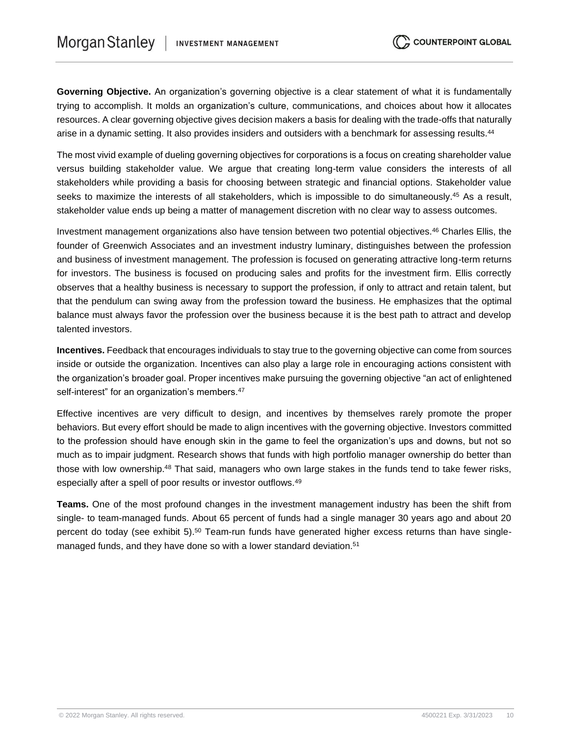**Governing Objective.** An organization's governing objective is a clear statement of what it is fundamentally trying to accomplish. It molds an organization's culture, communications, and choices about how it allocates resources. A clear governing objective gives decision makers a basis for dealing with the trade-offs that naturally arise in a dynamic setting. It also provides insiders and outsiders with a benchmark for assessing results.[44]

The most vivid example of dueling governing objectives for corporations is a focus on creating shareholder value versus building stakeholder value. We argue that creating long-term value considers the interests of all stakeholders while providing a basis for choosing between strategic and financial options. Stakeholder value seeks to maximize the interests of all stakeholders, which is impossible to do simultaneously.[45] As a result, stakeholder value ends up being a matter of management discretion with no clear way to assess outcomes.

Investment management organizations also have tension between two potential objectives.[46] Charles Ellis, the founder of Greenwich Associates and an investment industry luminary, distinguishes between the profession and business of investment management. The profession is focused on generating attractive long-term returns for investors. The business is focused on producing sales and profits for the investment firm. Ellis correctly observes that a healthy business is necessary to support the profession, if only to attract and retain talent, but that the pendulum can swing away from the profession toward the business. He emphasizes that the optimal balance must always favor the profession over the business because it is the best path to attract and develop talented investors.

**Incentives.** Feedback that encourages individuals to stay true to the governing objective can come from sources inside or outside the organization. Incentives can also play a large role in encouraging actions consistent with the organization's broader goal. Proper incentives make pursuing the governing objective "an act of enlightened self-interest" for an organization's members.[47]

Effective incentives are very difficult to design, and incentives by themselves rarely promote the proper behaviors. But every effort should be made to align incentives with the governing objective. Investors committed to the profession should have enough skin in the game to feel the organization's ups and downs, but not so much as to impair judgment. Research shows that funds with high portfolio manager ownership do better than those with low ownership.[48] That said, managers who own large stakes in the funds tend to take fewer risks, especially after a spell of poor results or investor outflows.[49]

**Teams.** One of the most profound changes in the investment management industry has been the shift from single- to team-managed funds. About 65 percent of funds had a single manager 30 years ago and about 20 percent do today (see exhibit 5).[50] Team-run funds have generated higher excess returns than have single-managed funds, and they have done so with a lower standard deviation.[51]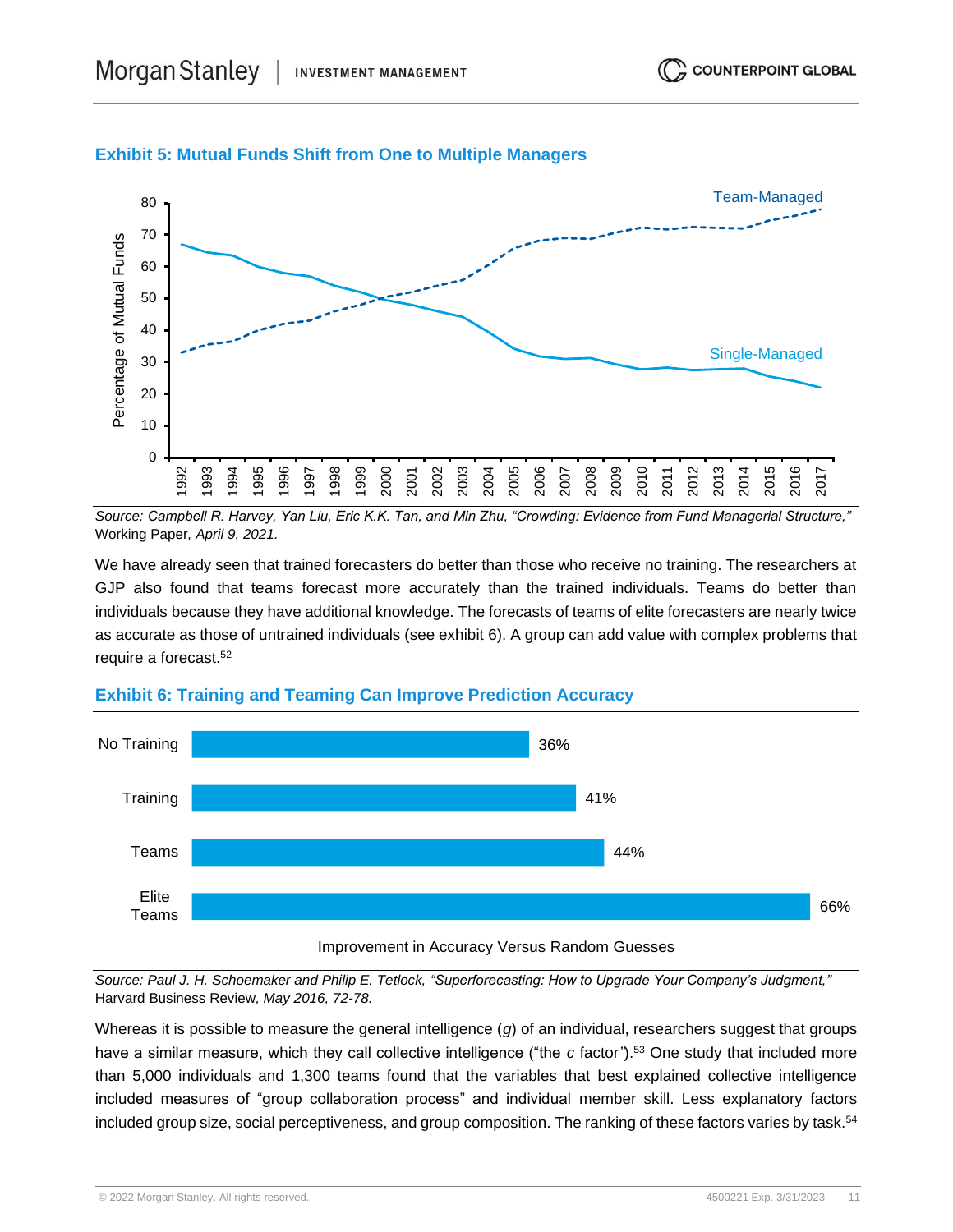### Exhibit 5: Mutual Funds Shift from One to Multiple Managers

*Source: Campbell R. Harvey, Yan Liu, Eric K.K. Tan, and Min Zhu, "Crowding: Evidence from Fund Managerial Structure," Working Paper, April 9, 2021.*

We have already seen that trained forecasters do better than those who receive no training. The researchers at GJP also found that teams forecast more accurately than the trained individuals. Teams do better than individuals because they have additional knowledge. The forecasts of teams of elite forecasters are nearly twice as accurate as those of untrained individuals (see exhibit 6). A group can add value with complex problems that require a forecast.[52]

### Exhibit 6: Training and Teaming Can Improve Prediction Accuracy

| | Improvement in Accuracy Versus Random Guesses |
|---|---|
| No Training | 36% |
| Training | 41% |
| Teams | 44% |
| Elite Teams | 66% |

*Source: Paul J. H. Schoemaker and Philip E. Tetlock, "Superforecasting: How to Upgrade Your Company's Judgment," Harvard Business Review, May 2016, 72-78.*

Whereas it is possible to measure the general intelligence (*g*) of an individual, researchers suggest that groups have a similar measure, which they call collective intelligence ("the *c* factor").[53] One study that included more than 5,000 individuals and 1,300 teams found that the variables that best explained collective intelligence included measures of "group collaboration process" and individual member skill. Less explanatory factors included group size, social perceptiveness, and group composition. The ranking of these factors varies by task.[54]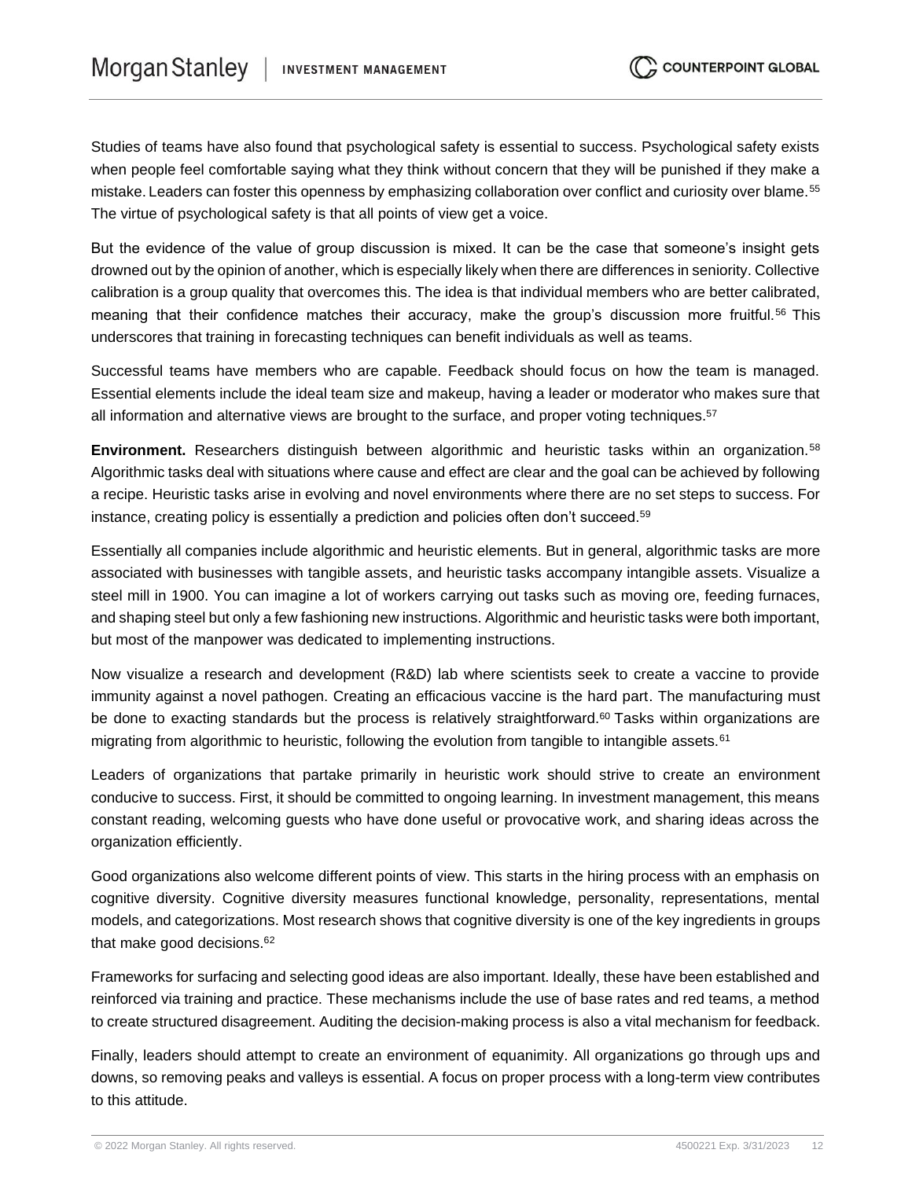Studies of teams have also found that psychological safety is essential to success. Psychological safety exists when people feel comfortable saying what they think without concern that they will be punished if they make a mistake. Leaders can foster this openness by emphasizing collaboration over conflict and curiosity over blame.[55] The virtue of psychological safety is that all points of view get a voice.

But the evidence of the value of group discussion is mixed. It can be the case that someone's insight gets drowned out by the opinion of another, which is especially likely when there are differences in seniority. Collective calibration is a group quality that overcomes this. The idea is that individual members who are better calibrated, meaning that their confidence matches their accuracy, make the group's discussion more fruitful.[56] This underscores that training in forecasting techniques can benefit individuals as well as teams.

Successful teams have members who are capable. Feedback should focus on how the team is managed. Essential elements include the ideal team size and makeup, having a leader or moderator who makes sure that all information and alternative views are brought to the surface, and proper voting techniques.[57]

**Environment.** Researchers distinguish between algorithmic and heuristic tasks within an organization.[58] Algorithmic tasks deal with situations where cause and effect are clear and the goal can be achieved by following a recipe. Heuristic tasks arise in evolving and novel environments where there are no set steps to success. For instance, creating policy is essentially a prediction and policies often don't succeed.[59]

Essentially all companies include algorithmic and heuristic elements. But in general, algorithmic tasks are more associated with businesses with tangible assets, and heuristic tasks accompany intangible assets. Visualize a steel mill in 1900. You can imagine a lot of workers carrying out tasks such as moving ore, feeding furnaces, and shaping steel but only a few fashioning new instructions. Algorithmic and heuristic tasks were both important, but most of the manpower was dedicated to implementing instructions.

Now visualize a research and development (R&D) lab where scientists seek to create a vaccine to provide immunity against a novel pathogen. Creating an efficacious vaccine is the hard part. The manufacturing must be done to exacting standards but the process is relatively straightforward.[60] Tasks within organizations are migrating from algorithmic to heuristic, following the evolution from tangible to intangible assets.[61]

Leaders of organizations that partake primarily in heuristic work should strive to create an environment conducive to success. First, it should be committed to ongoing learning. In investment management, this means constant reading, welcoming guests who have done useful or provocative work, and sharing ideas across the organization efficiently.

Good organizations also welcome different points of view. This starts in the hiring process with an emphasis on cognitive diversity. Cognitive diversity measures functional knowledge, personality, representations, mental models, and categorizations. Most research shows that cognitive diversity is one of the key ingredients in groups that make good decisions.[62]

Frameworks for surfacing and selecting good ideas are also important. Ideally, these have been established and reinforced via training and practice. These mechanisms include the use of base rates and red teams, a method to create structured disagreement. Auditing the decision-making process is also a vital mechanism for feedback.

Finally, leaders should attempt to create an environment of equanimity. All organizations go through ups and downs, so removing peaks and valleys is essential. A focus on proper process with a long-term view contributes to this attitude.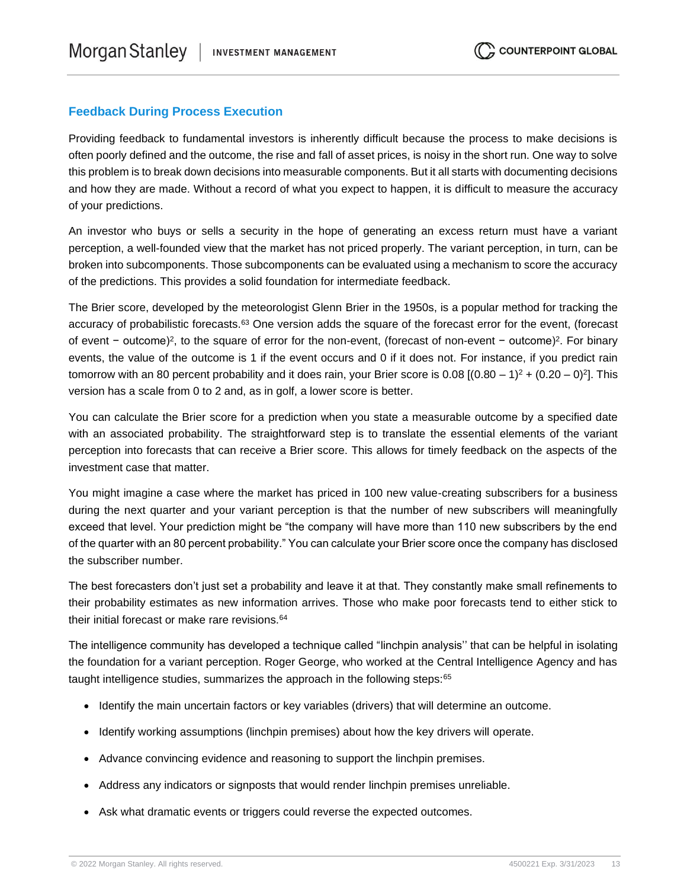## Feedback During Process Execution

Providing feedback to fundamental investors is inherently difficult because the process to make decisions is often poorly defined and the outcome, the rise and fall of asset prices, is noisy in the short run. One way to solve this problem is to break down decisions into measurable components. But it all starts with documenting decisions and how they are made. Without a record of what you expect to happen, it is difficult to measure the accuracy of your predictions.

An investor who buys or sells a security in the hope of generating an excess return must have a variant perception, a well-founded view that the market has not priced properly. The variant perception, in turn, can be broken into subcomponents. Those subcomponents can be evaluated using a mechanism to score the accuracy of the predictions. This provides a solid foundation for intermediate feedback.

The Brier score, developed by the meteorologist Glenn Brier in the 1950s, is a popular method for tracking the accuracy of probabilistic forecasts.[63] One version adds the square of the forecast error for the event, $(\text{forecast of event} - \text{outcome})^2$, to the square of error for the non-event, $(\text{forecast of non-event} - \text{outcome})^2$. For binary events, the value of the outcome is 1 if the event occurs and 0 if it does not. For instance, if you predict rain tomorrow with an 80 percent probability and it does rain, your Brier score is 0.08 $[(0.80 - 1)^2 + (0.20 - 0)^2]$. This version has a scale from 0 to 2 and, as in golf, a lower score is better.

You can calculate the Brier score for a prediction when you state a measurable outcome by a specified date with an associated probability. The straightforward step is to translate the essential elements of the variant perception into forecasts that can receive a Brier score. This allows for timely feedback on the aspects of the investment case that matter.

You might imagine a case where the market has priced in 100 new value-creating subscribers for a business during the next quarter and your variant perception is that the number of new subscribers will meaningfully exceed that level. Your prediction might be "the company will have more than 110 new subscribers by the end of the quarter with an 80 percent probability." You can calculate your Brier score once the company has disclosed the subscriber number.

The best forecasters don't just set a probability and leave it at that. They constantly make small refinements to their probability estimates as new information arrives. Those who make poor forecasts tend to either stick to their initial forecast or make rare revisions.[64]

The intelligence community has developed a technique called "linchpin analysis'' that can be helpful in isolating the foundation for a variant perception. Roger George, who worked at the Central Intelligence Agency and has taught intelligence studies, summarizes the approach in the following steps:[65]

- Identify the main uncertain factors or key variables (drivers) that will determine an outcome.
- Identify working assumptions (linchpin premises) about how the key drivers will operate.
- Advance convincing evidence and reasoning to support the linchpin premises.
- Address any indicators or signposts that would render linchpin premises unreliable.
- Ask what dramatic events or triggers could reverse the expected outcomes.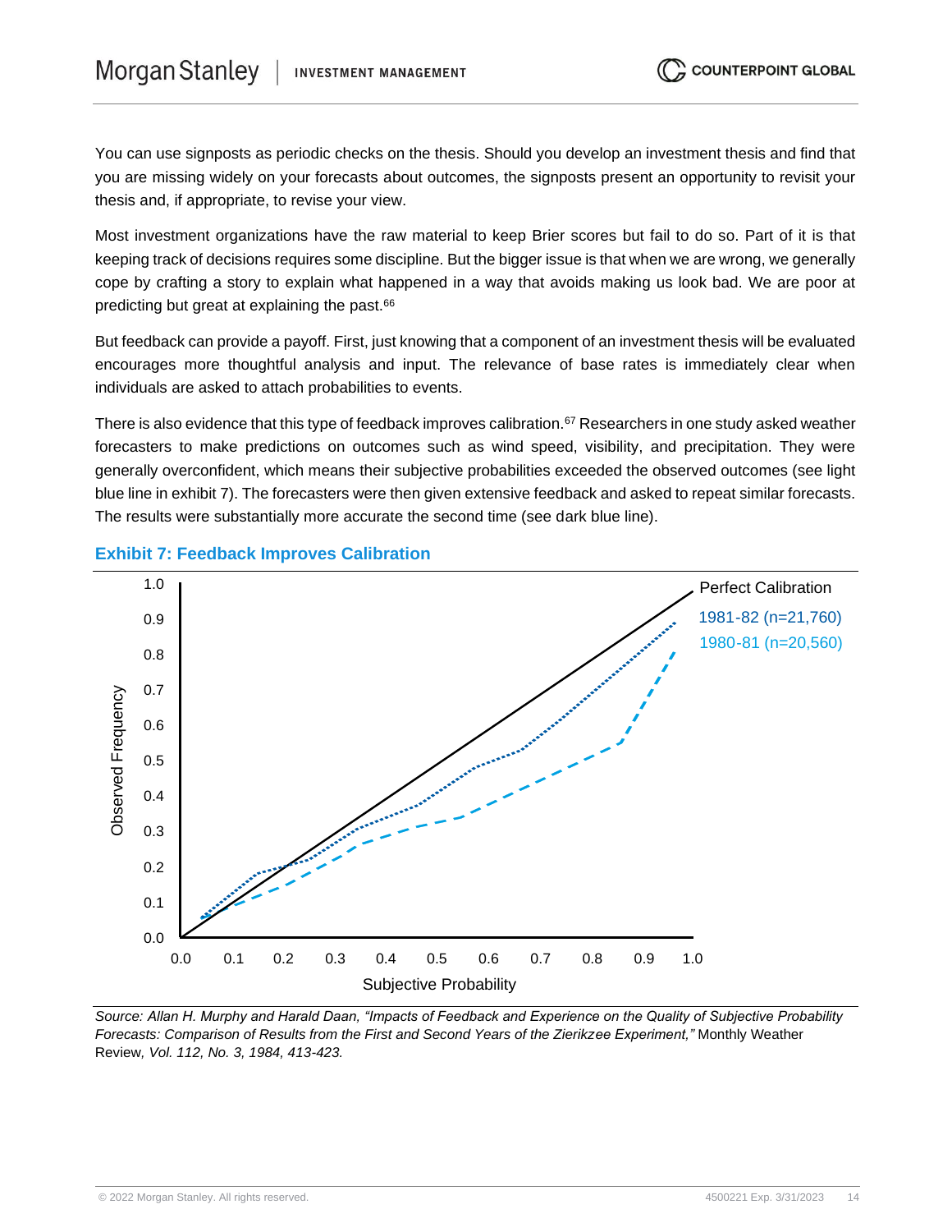You can use signposts as periodic checks on the thesis. Should you develop an investment thesis and find that you are missing widely on your forecasts about outcomes, the signposts present an opportunity to revisit your thesis and, if appropriate, to revise your view.

Most investment organizations have the raw material to keep Brier scores but fail to do so. Part of it is that keeping track of decisions requires some discipline. But the bigger issue is that when we are wrong, we generally cope by crafting a story to explain what happened in a way that avoids making us look bad. We are poor at predicting but great at explaining the past.[66]

But feedback can provide a payoff. First, just knowing that a component of an investment thesis will be evaluated encourages more thoughtful analysis and input. The relevance of base rates is immediately clear when individuals are asked to attach probabilities to events.

There is also evidence that this type of feedback improves calibration.[67] Researchers in one study asked weather forecasters to make predictions on outcomes such as wind speed, visibility, and precipitation. They were generally overconfident, which means their subjective probabilities exceeded the observed outcomes (see light blue line in exhibit 7). The forecasters were then given extensive feedback and asked to repeat similar forecasts. The results were substantially more accurate the second time (see dark blue line).

### Exhibit 7: Feedback Improves Calibration

Perfect Calibration

1981-82 (n=21,760)

1980-81 (n=20,560)

Observed Frequency

Subjective Probability

*Source: Allan H. Murphy and Harald Daan, "Impacts of Feedback and Experience on the Quality of Subjective Probability Forecasts: Comparison of Results from the First and Second Years of the Zierikzee Experiment,"* Monthly Weather Review, *Vol. 112, No. 3, 1984, 413-423.*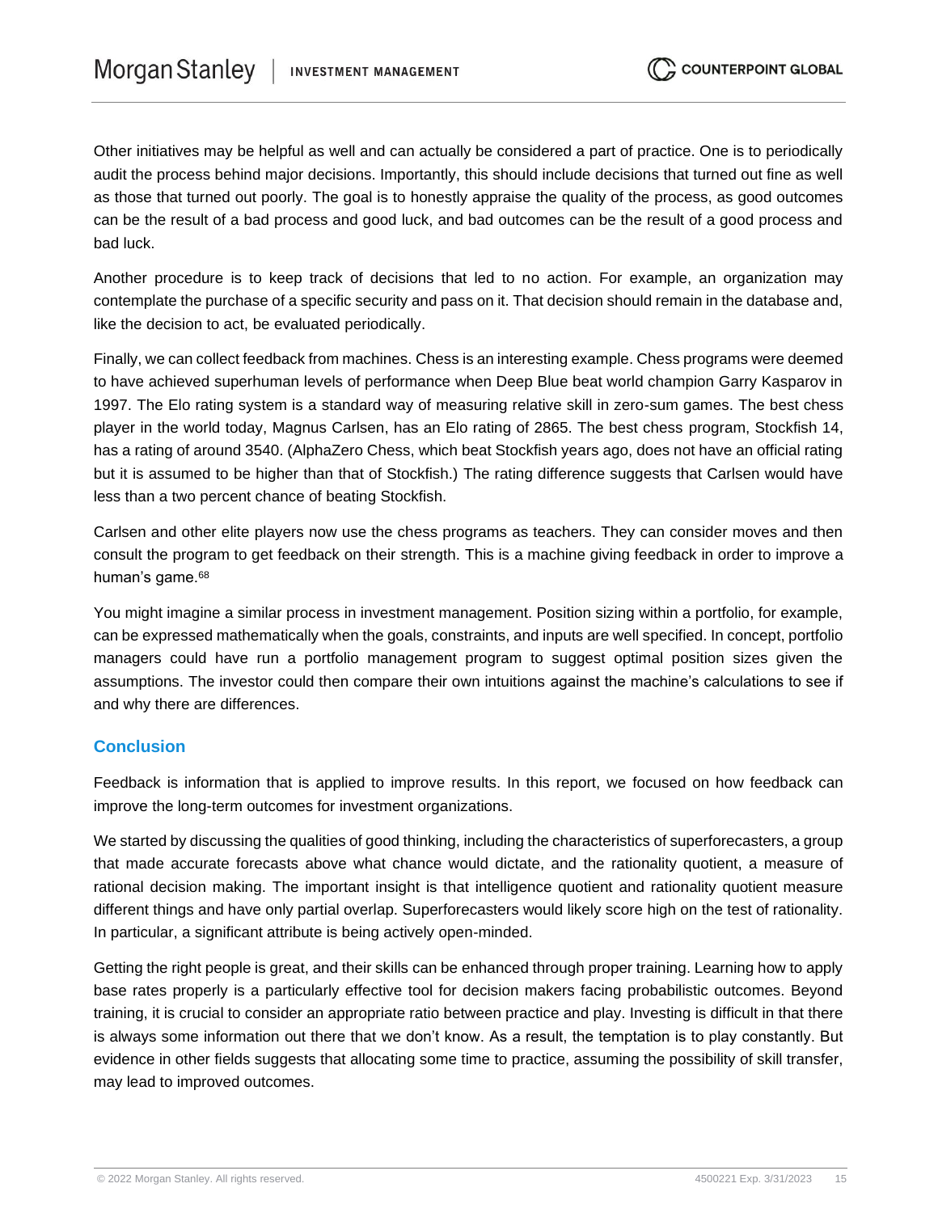Other initiatives may be helpful as well and can actually be considered a part of practice. One is to periodically audit the process behind major decisions. Importantly, this should include decisions that turned out fine as well as those that turned out poorly. The goal is to honestly appraise the quality of the process, as good outcomes can be the result of a bad process and good luck, and bad outcomes can be the result of a good process and bad luck.

Another procedure is to keep track of decisions that led to no action. For example, an organization may contemplate the purchase of a specific security and pass on it. That decision should remain in the database and, like the decision to act, be evaluated periodically.

Finally, we can collect feedback from machines. Chess is an interesting example. Chess programs were deemed to have achieved superhuman levels of performance when Deep Blue beat world champion Garry Kasparov in 1997. The Elo rating system is a standard way of measuring relative skill in zero-sum games. The best chess player in the world today, Magnus Carlsen, has an Elo rating of 2865. The best chess program, Stockfish 14, has a rating of around 3540. (AlphaZero Chess, which beat Stockfish years ago, does not have an official rating but it is assumed to be higher than that of Stockfish.) The rating difference suggests that Carlsen would have less than a two percent chance of beating Stockfish.

Carlsen and other elite players now use the chess programs as teachers. They can consider moves and then consult the program to get feedback on their strength. This is a machine giving feedback in order to improve a human's game.[68]

You might imagine a similar process in investment management. Position sizing within a portfolio, for example, can be expressed mathematically when the goals, constraints, and inputs are well specified. In concept, portfolio managers could have run a portfolio management program to suggest optimal position sizes given the assumptions. The investor could then compare their own intuitions against the machine's calculations to see if and why there are differences.

## Conclusion

Feedback is information that is applied to improve results. In this report, we focused on how feedback can improve the long-term outcomes for investment organizations.

We started by discussing the qualities of good thinking, including the characteristics of superforecasters, a group that made accurate forecasts above what chance would dictate, and the rationality quotient, a measure of rational decision making. The important insight is that intelligence quotient and rationality quotient measure different things and have only partial overlap. Superforecasters would likely score high on the test of rationality. In particular, a significant attribute is being actively open-minded.

Getting the right people is great, and their skills can be enhanced through proper training. Learning how to apply base rates properly is a particularly effective tool for decision makers facing probabilistic outcomes. Beyond training, it is crucial to consider an appropriate ratio between practice and play. Investing is difficult in that there is always some information out there that we don't know. As a result, the temptation is to play constantly. But evidence in other fields suggests that allocating some time to practice, assuming the possibility of skill transfer, may lead to improved outcomes.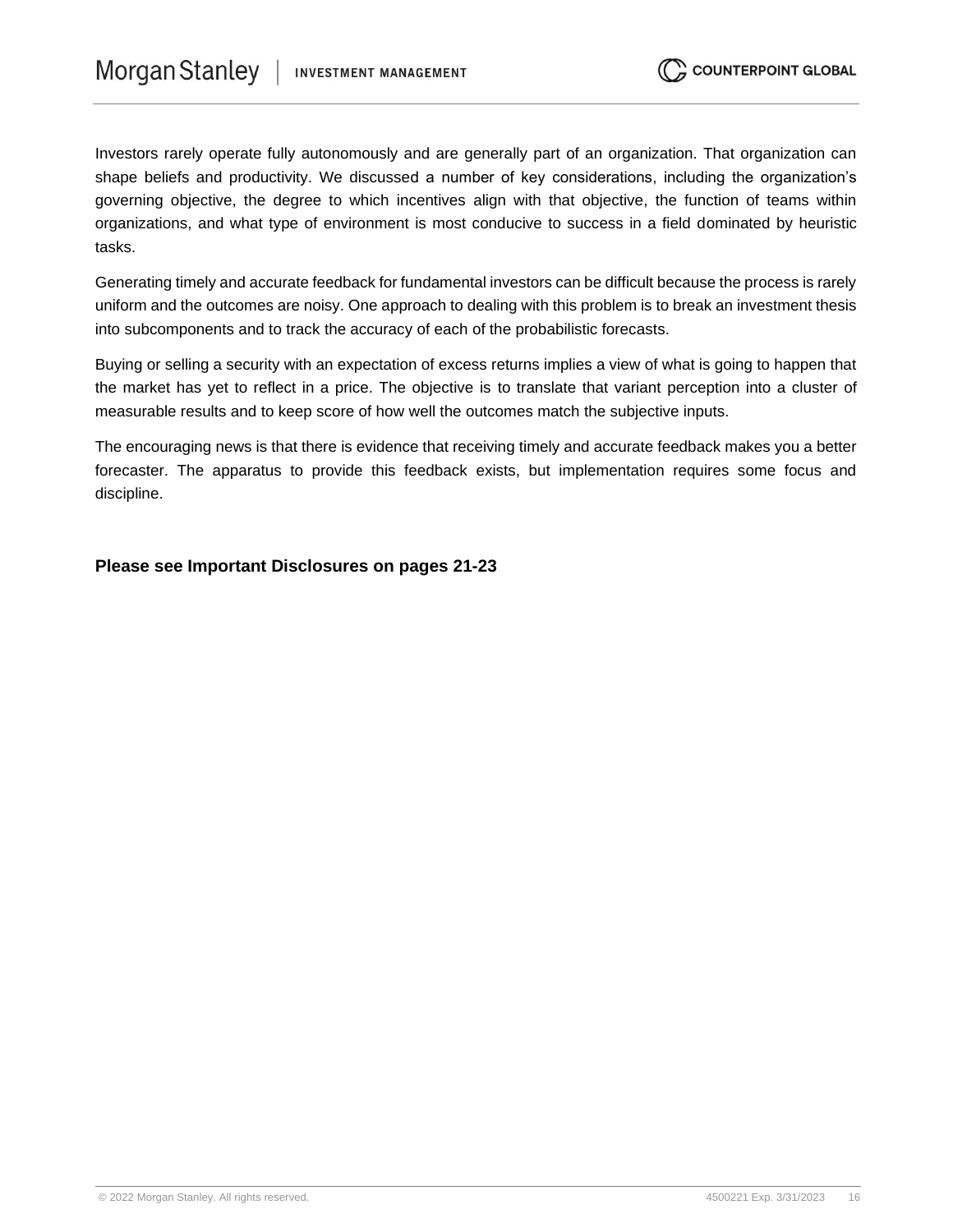Investors rarely operate fully autonomously and are generally part of an organization. That organization can shape beliefs and productivity. We discussed a number of key considerations, including the organization's governing objective, the degree to which incentives align with that objective, the function of teams within organizations, and what type of environment is most conducive to success in a field dominated by heuristic tasks.

Generating timely and accurate feedback for fundamental investors can be difficult because the process is rarely uniform and the outcomes are noisy. One approach to dealing with this problem is to break an investment thesis into subcomponents and to track the accuracy of each of the probabilistic forecasts.

Buying or selling a security with an expectation of excess returns implies a view of what is going to happen that the market has yet to reflect in a price. The objective is to translate that variant perception into a cluster of measurable results and to keep score of how well the outcomes match the subjective inputs.

The encouraging news is that there is evidence that receiving timely and accurate feedback makes you a better forecaster. The apparatus to provide this feedback exists, but implementation requires some focus and discipline.

**Please see Important Disclosures on pages 21-23**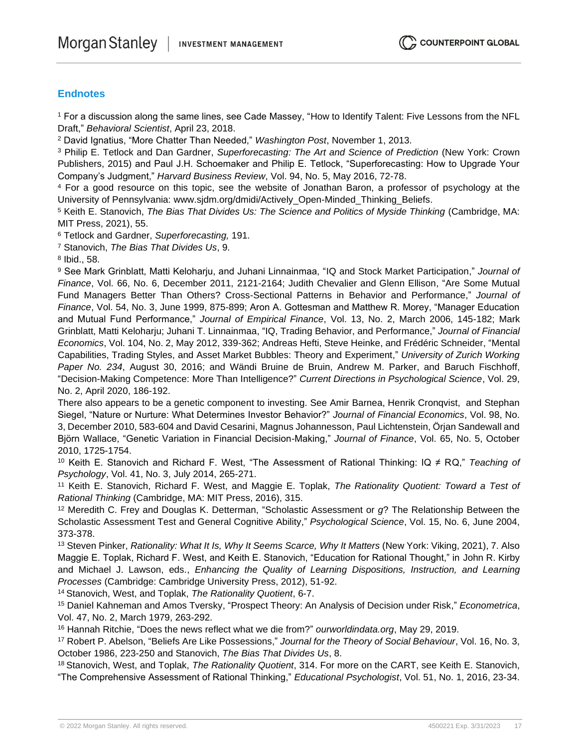## Endnotes

[1] For a discussion along the same lines, see Cade Massey, "How to Identify Talent: Five Lessons from the NFL Draft," *Behavioral Scientist*, April 23, 2018.

[2] David Ignatius, "More Chatter Than Needed," *Washington Post*, November 1, 2013.

[3] Philip E. Tetlock and Dan Gardner, *Superforecasting: The Art and Science of Prediction* (New York: Crown Publishers, 2015) and Paul J.H. Schoemaker and Philip E. Tetlock, "Superforecasting: How to Upgrade Your Company's Judgment," *Harvard Business Review*, Vol. 94, No. 5, May 2016, 72-78.

[4] For a good resource on this topic, see the website of Jonathan Baron, a professor of psychology at the University of Pennsylvania: www.sjdm.org/dmidi/Actively_Open-Minded_Thinking_Beliefs.

[5] Keith E. Stanovich, *The Bias That Divides Us: The Science and Politics of Myside Thinking* (Cambridge, MA: MIT Press, 2021), 55.

[6] Tetlock and Gardner, *Superforecasting,* 191.

[7] Stanovich, *The Bias That Divides Us*, 9.

[8] Ibid., 58.

[9] See Mark Grinblatt, Matti Keloharju, and Juhani Linnainmaa, "IQ and Stock Market Participation," *Journal of Finance*, Vol. 66, No. 6, December 2011, 2121-2164; Judith Chevalier and Glenn Ellison, "Are Some Mutual Fund Managers Better Than Others? Cross-Sectional Patterns in Behavior and Performance," *Journal of Finance*, Vol. 54, No. 3, June 1999, 875-899; Aron A. Gottesman and Matthew R. Morey, "Manager Education and Mutual Fund Performance," *Journal of Empirical Finance*, Vol. 13, No. 2, March 2006, 145-182; Mark Grinblatt, Matti Keloharju; Juhani T. Linnainmaa, "IQ, Trading Behavior, and Performance," *Journal of Financial Economics*, Vol. 104, No. 2, May 2012, 339-362; Andreas Hefti, Steve Heinke, and Frédéric Schneider, "Mental Capabilities, Trading Styles, and Asset Market Bubbles: Theory and Experiment," *University of Zurich Working Paper No. 234*, August 30, 2016; and Wändi Bruine de Bruin, Andrew M. Parker, and Baruch Fischhoff, "Decision-Making Competence: More Than Intelligence?" *Current Directions in Psychological Science*, Vol. 29, No. 2, April 2020, 186-192.

There also appears to be a genetic component to investing. See Amir Barnea, Henrik Cronqvist, and Stephan Siegel, "Nature or Nurture: What Determines Investor Behavior?" *Journal of Financial Economics*, Vol. 98, No. 3, December 2010, 583-604 and David Cesarini, Magnus Johannesson, Paul Lichtenstein, Örjan Sandewall and Björn Wallace, "Genetic Variation in Financial Decision-Making," *Journal of Finance*, Vol. 65, No. 5, October 2010, 1725-1754.

[10] Keith E. Stanovich and Richard F. West, "The Assessment of Rational Thinking: IQ ≠ RQ," *Teaching of Psychology*, Vol. 41, No. 3, July 2014, 265-271.

[11] Keith E. Stanovich, Richard F. West, and Maggie E. Toplak, *The Rationality Quotient: Toward a Test of Rational Thinking* (Cambridge, MA: MIT Press, 2016), 315.

[12] Meredith C. Frey and Douglas K. Detterman, "Scholastic Assessment or *g*? The Relationship Between the Scholastic Assessment Test and General Cognitive Ability," *Psychological Science*, Vol. 15, No. 6, June 2004, 373-378.

[13] Steven Pinker, *Rationality: What It Is, Why It Seems Scarce, Why It Matters* (New York: Viking, 2021), 7. Also Maggie E. Toplak, Richard F. West, and Keith E. Stanovich, "Education for Rational Thought," in John R. Kirby and Michael J. Lawson, eds., *Enhancing the Quality of Learning Dispositions, Instruction, and Learning Processes* (Cambridge: Cambridge University Press, 2012), 51-92.

[14] Stanovich, West, and Toplak, *The Rationality Quotient*, 6-7.

[15] Daniel Kahneman and Amos Tversky, "Prospect Theory: An Analysis of Decision under Risk," *Econometrica*, Vol. 47, No. 2, March 1979, 263-292.

[16] Hannah Ritchie, "Does the news reflect what we die from?" *ourworldindata.org*, May 29, 2019.

[17] Robert P. Abelson, "Beliefs Are Like Possessions," *Journal for the Theory of Social Behaviour*, Vol. 16, No. 3, October 1986, 223-250 and Stanovich, *The Bias That Divides Us*, 8.

[18] Stanovich, West, and Toplak, *The Rationality Quotient*, 314. For more on the CART, see Keith E. Stanovich, "The Comprehensive Assessment of Rational Thinking," *Educational Psychologist*, Vol. 51, No. 1, 2016, 23-34.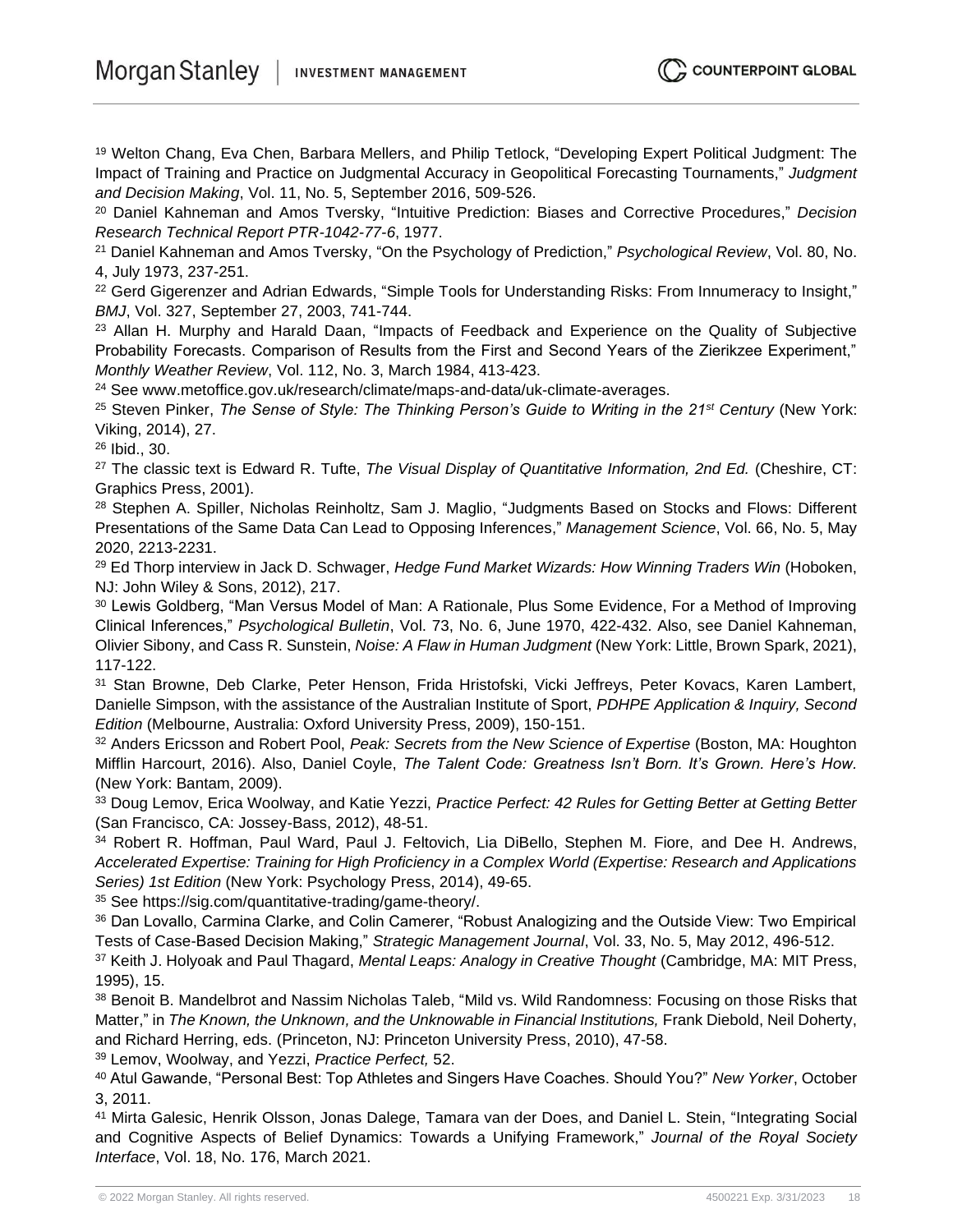[19] Welton Chang, Eva Chen, Barbara Mellers, and Philip Tetlock, “Developing Expert Political Judgment: The Impact of Training and Practice on Judgmental Accuracy in Geopolitical Forecasting Tournaments,” *Judgment and Decision Making*, Vol. 11, No. 5, September 2016, 509-526.

[20] Daniel Kahneman and Amos Tversky, “Intuitive Prediction: Biases and Corrective Procedures,” *Decision Research Technical Report PTR-1042-77-6*, 1977.

[21] Daniel Kahneman and Amos Tversky, “On the Psychology of Prediction,” *Psychological Review*, Vol. 80, No. 4, July 1973, 237-251.

[22] Gerd Gigerenzer and Adrian Edwards, “Simple Tools for Understanding Risks: From Innumeracy to Insight,” *BMJ*, Vol. 327, September 27, 2003, 741-744.

[23] Allan H. Murphy and Harald Daan, “Impacts of Feedback and Experience on the Quality of Subjective Probability Forecasts. Comparison of Results from the First and Second Years of the Zierikzee Experiment,” *Monthly Weather Review*, Vol. 112, No. 3, March 1984, 413-423.

[24] See www.metoffice.gov.uk/research/climate/maps-and-data/uk-climate-averages.

[25] Steven Pinker, *The Sense of Style: The Thinking Person’s Guide to Writing in the 21st Century* (New York: Viking, 2014), 27.

[26] Ibid., 30.

[27] The classic text is Edward R. Tufte, *The Visual Display of Quantitative Information, 2nd Ed.* (Cheshire, CT: Graphics Press, 2001).

[28] Stephen A. Spiller, Nicholas Reinholtz, Sam J. Maglio, “Judgments Based on Stocks and Flows: Different Presentations of the Same Data Can Lead to Opposing Inferences,” *Management Science*, Vol. 66, No. 5, May 2020, 2213-2231.

[29] Ed Thorp interview in Jack D. Schwager, *Hedge Fund Market Wizards: How Winning Traders Win* (Hoboken, NJ: John Wiley & Sons, 2012), 217.

[30] Lewis Goldberg, “Man Versus Model of Man: A Rationale, Plus Some Evidence, For a Method of Improving Clinical Inferences,” *Psychological Bulletin*, Vol. 73, No. 6, June 1970, 422-432. Also, see Daniel Kahneman, Olivier Sibony, and Cass R. Sunstein, *Noise: A Flaw in Human Judgment* (New York: Little, Brown Spark, 2021), 117-122.

[31] Stan Browne, Deb Clarke, Peter Henson, Frida Hristofski, Vicki Jeffreys, Peter Kovacs, Karen Lambert, Danielle Simpson, with the assistance of the Australian Institute of Sport, *PDHPE Application & Inquiry, Second Edition* (Melbourne, Australia: Oxford University Press, 2009), 150-151.

[32] Anders Ericsson and Robert Pool, *Peak: Secrets from the New Science of Expertise* (Boston, MA: Houghton Mifflin Harcourt, 2016). Also, Daniel Coyle, *The Talent Code: Greatness Isn’t Born. It’s Grown. Here’s How.* (New York: Bantam, 2009).

[33] Doug Lemov, Erica Woolway, and Katie Yezzi, *Practice Perfect: 42 Rules for Getting Better at Getting Better* (San Francisco, CA: Jossey-Bass, 2012), 48-51.

[34] Robert R. Hoffman, Paul Ward, Paul J. Feltovich, Lia DiBello, Stephen M. Fiore, and Dee H. Andrews, *Accelerated Expertise: Training for High Proficiency in a Complex World (Expertise: Research and Applications Series) 1st Edition* (New York: Psychology Press, 2014), 49-65.

[35] See https://sig.com/quantitative-trading/game-theory/.

[36] Dan Lovallo, Carmina Clarke, and Colin Camerer, “Robust Analogizing and the Outside View: Two Empirical Tests of Case-Based Decision Making,” *Strategic Management Journal*, Vol. 33, No. 5, May 2012, 496-512.

[37] Keith J. Holyoak and Paul Thagard, *Mental Leaps: Analogy in Creative Thought* (Cambridge, MA: MIT Press, 1995), 15.

[38] Benoit B. Mandelbrot and Nassim Nicholas Taleb, “Mild vs. Wild Randomness: Focusing on those Risks that Matter,” in *The Known, the Unknown, and the Unknowable in Financial Institutions,* Frank Diebold, Neil Doherty, and Richard Herring, eds. (Princeton, NJ: Princeton University Press, 2010), 47-58.

[39] Lemov, Woolway, and Yezzi, *Practice Perfect,* 52.

[40] Atul Gawande, “Personal Best: Top Athletes and Singers Have Coaches. Should You?” *New Yorker*, October 3, 2011.

[41] Mirta Galesic, Henrik Olsson, Jonas Dalege, Tamara van der Does, and Daniel L. Stein, “Integrating Social and Cognitive Aspects of Belief Dynamics: Towards a Unifying Framework,” *Journal of the Royal Society Interface*, Vol. 18, No. 176, March 2021.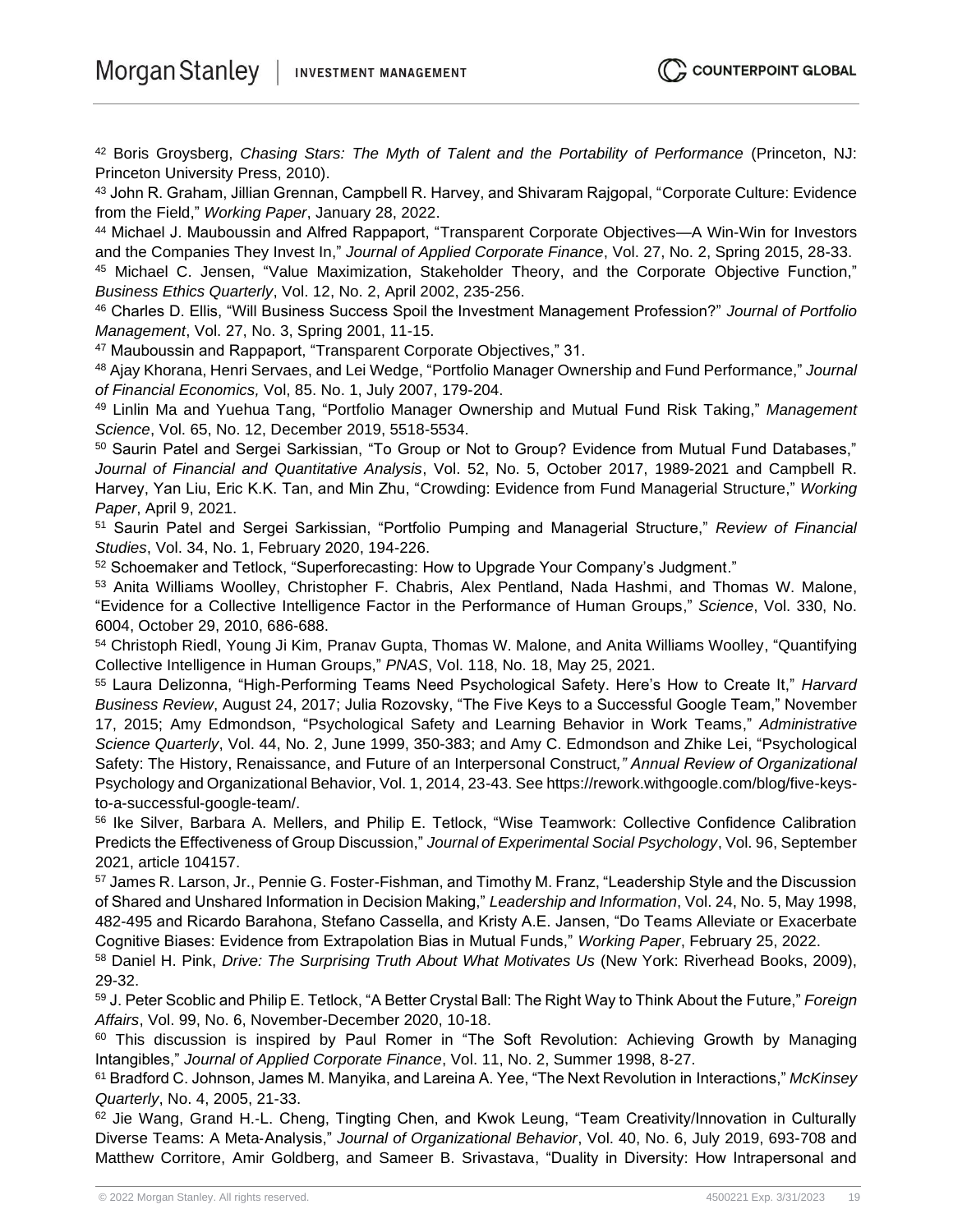[42] Boris Groysberg, *Chasing Stars: The Myth of Talent and the Portability of Performance* (Princeton, NJ: Princeton University Press, 2010).

[43] John R. Graham, Jillian Grennan, Campbell R. Harvey, and Shivaram Rajgopal, "Corporate Culture: Evidence from the Field," *Working Paper*, January 28, 2022.

[44] Michael J. Mauboussin and Alfred Rappaport, "Transparent Corporate Objectives—A Win-Win for Investors and the Companies They Invest In," *Journal of Applied Corporate Finance*, Vol. 27, No. 2, Spring 2015, 28-33.

[45] Michael C. Jensen, "Value Maximization, Stakeholder Theory, and the Corporate Objective Function," *Business Ethics Quarterly*, Vol. 12, No. 2, April 2002, 235-256.

[46] Charles D. Ellis, "Will Business Success Spoil the Investment Management Profession?" *Journal of Portfolio Management*, Vol. 27, No. 3, Spring 2001, 11-15.

[47] Mauboussin and Rappaport, "Transparent Corporate Objectives," 31.

[48] Ajay Khorana, Henri Servaes, and Lei Wedge, "Portfolio Manager Ownership and Fund Performance," *Journal of Financial Economics,* Vol, 85. No. 1, July 2007, 179-204.

[49] Linlin Ma and Yuehua Tang, "Portfolio Manager Ownership and Mutual Fund Risk Taking," *Management Science*, Vol. 65, No. 12, December 2019, 5518-5534.

[50] Saurin Patel and Sergei Sarkissian, "To Group or Not to Group? Evidence from Mutual Fund Databases," *Journal of Financial and Quantitative Analysis*, Vol. 52, No. 5, October 2017, 1989-2021 and Campbell R. Harvey, Yan Liu, Eric K.K. Tan, and Min Zhu, "Crowding: Evidence from Fund Managerial Structure," *Working Paper*, April 9, 2021.

[51] Saurin Patel and Sergei Sarkissian, "Portfolio Pumping and Managerial Structure," *Review of Financial Studies*, Vol. 34, No. 1, February 2020, 194-226.

[52] Schoemaker and Tetlock, "Superforecasting: How to Upgrade Your Company's Judgment."

[53] Anita Williams Woolley, Christopher F. Chabris, Alex Pentland, Nada Hashmi, and Thomas W. Malone, "Evidence for a Collective Intelligence Factor in the Performance of Human Groups," *Science*, Vol. 330, No. 6004, October 29, 2010, 686-688.

[54] Christoph Riedl, Young Ji Kim, Pranav Gupta, Thomas W. Malone, and Anita Williams Woolley, "Quantifying Collective Intelligence in Human Groups," *PNAS*, Vol. 118, No. 18, May 25, 2021.

[55] Laura Delizonna, "High-Performing Teams Need Psychological Safety. Here's How to Create It," *Harvard Business Review*, August 24, 2017; Julia Rozovsky, "The Five Keys to a Successful Google Team," November 17, 2015; Amy Edmondson, "Psychological Safety and Learning Behavior in Work Teams," *Administrative Science Quarterly*, Vol. 44, No. 2, June 1999, 350-383; and Amy C. Edmondson and Zhike Lei, "Psychological Safety: The History, Renaissance, and Future of an Interpersonal Construct*," Annual Review of Organizational* Psychology and Organizational Behavior, Vol. 1, 2014, 23-43. See https://rework.withgoogle.com/blog/five-keys-to-a-successful-google-team/.

[56] Ike Silver, Barbara A. Mellers, and Philip E. Tetlock, "Wise Teamwork: Collective Confidence Calibration Predicts the Effectiveness of Group Discussion," *Journal of Experimental Social Psychology*, Vol. 96, September 2021, article 104157.

[57] James R. Larson, Jr., Pennie G. Foster-Fishman, and Timothy M. Franz, "Leadership Style and the Discussion of Shared and Unshared Information in Decision Making," *Leadership and Information*, Vol. 24, No. 5, May 1998, 482-495 and Ricardo Barahona, Stefano Cassella, and Kristy A.E. Jansen, "Do Teams Alleviate or Exacerbate Cognitive Biases: Evidence from Extrapolation Bias in Mutual Funds," *Working Paper*, February 25, 2022.

[58] Daniel H. Pink, *Drive: The Surprising Truth About What Motivates Us* (New York: Riverhead Books, 2009), 29-32.

[59] J. Peter Scoblic and Philip E. Tetlock, "A Better Crystal Ball: The Right Way to Think About the Future," *Foreign Affairs*, Vol. 99, No. 6, November-December 2020, 10-18.

[60] This discussion is inspired by Paul Romer in "The Soft Revolution: Achieving Growth by Managing Intangibles," *Journal of Applied Corporate Finance*, Vol. 11, No. 2, Summer 1998, 8-27.

[61] Bradford C. Johnson, James M. Manyika, and Lareina A. Yee, "The Next Revolution in Interactions," *McKinsey Quarterly*, No. 4, 2005, 21-33.

[62] Jie Wang, Grand H.-L. Cheng, Tingting Chen, and Kwok Leung, "Team Creativity/Innovation in Culturally Diverse Teams: A Meta-Analysis," *Journal of Organizational Behavior*, Vol. 40, No. 6, July 2019, 693-708 and Matthew Corritore, Amir Goldberg, and Sameer B. Srivastava, "Duality in Diversity: How Intrapersonal and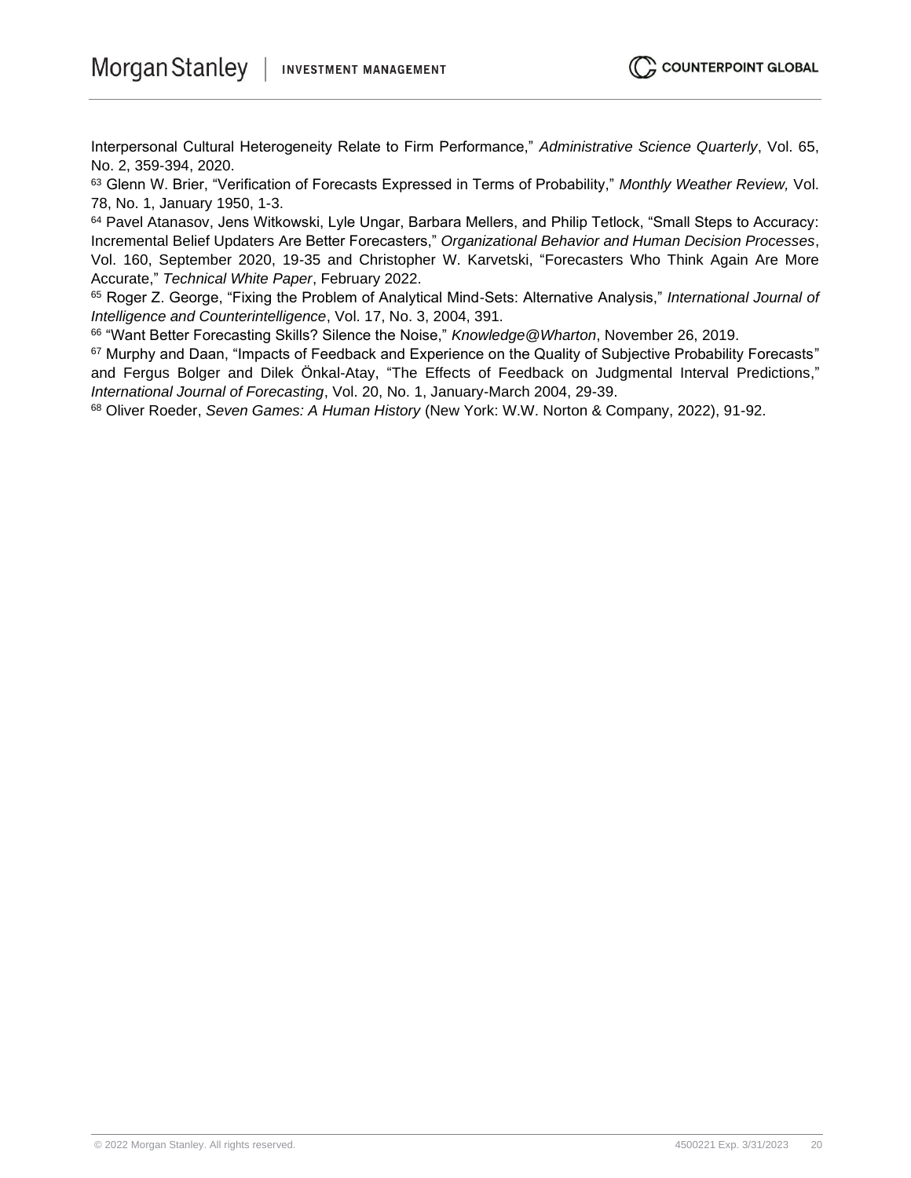Interpersonal Cultural Heterogeneity Relate to Firm Performance," *Administrative Science Quarterly*, Vol. 65, No. 2, 359-394, 2020.

[63] Glenn W. Brier, "Verification of Forecasts Expressed in Terms of Probability," *Monthly Weather Review,* Vol. 78, No. 1, January 1950, 1-3.

[64] Pavel Atanasov, Jens Witkowski, Lyle Ungar, Barbara Mellers, and Philip Tetlock, "Small Steps to Accuracy: Incremental Belief Updaters Are Better Forecasters," *Organizational Behavior and Human Decision Processes*, Vol. 160, September 2020, 19-35 and Christopher W. Karvetski, "Forecasters Who Think Again Are More Accurate," *Technical White Paper*, February 2022.

[65] Roger Z. George, "Fixing the Problem of Analytical Mind-Sets: Alternative Analysis," *International Journal of Intelligence and Counterintelligence*, Vol. 17, No. 3, 2004, 391.

[66] "Want Better Forecasting Skills? Silence the Noise," *Knowledge@Wharton*, November 26, 2019.

[67] Murphy and Daan, "Impacts of Feedback and Experience on the Quality of Subjective Probability Forecasts" and Fergus Bolger and Dilek Önkal-Atay, "The Effects of Feedback on Judgmental Interval Predictions," *International Journal of Forecasting*, Vol. 20, No. 1, January-March 2004, 29-39.

[68] Oliver Roeder, *Seven Games: A Human History* (New York: W.W. Norton & Company, 2022), 91-92.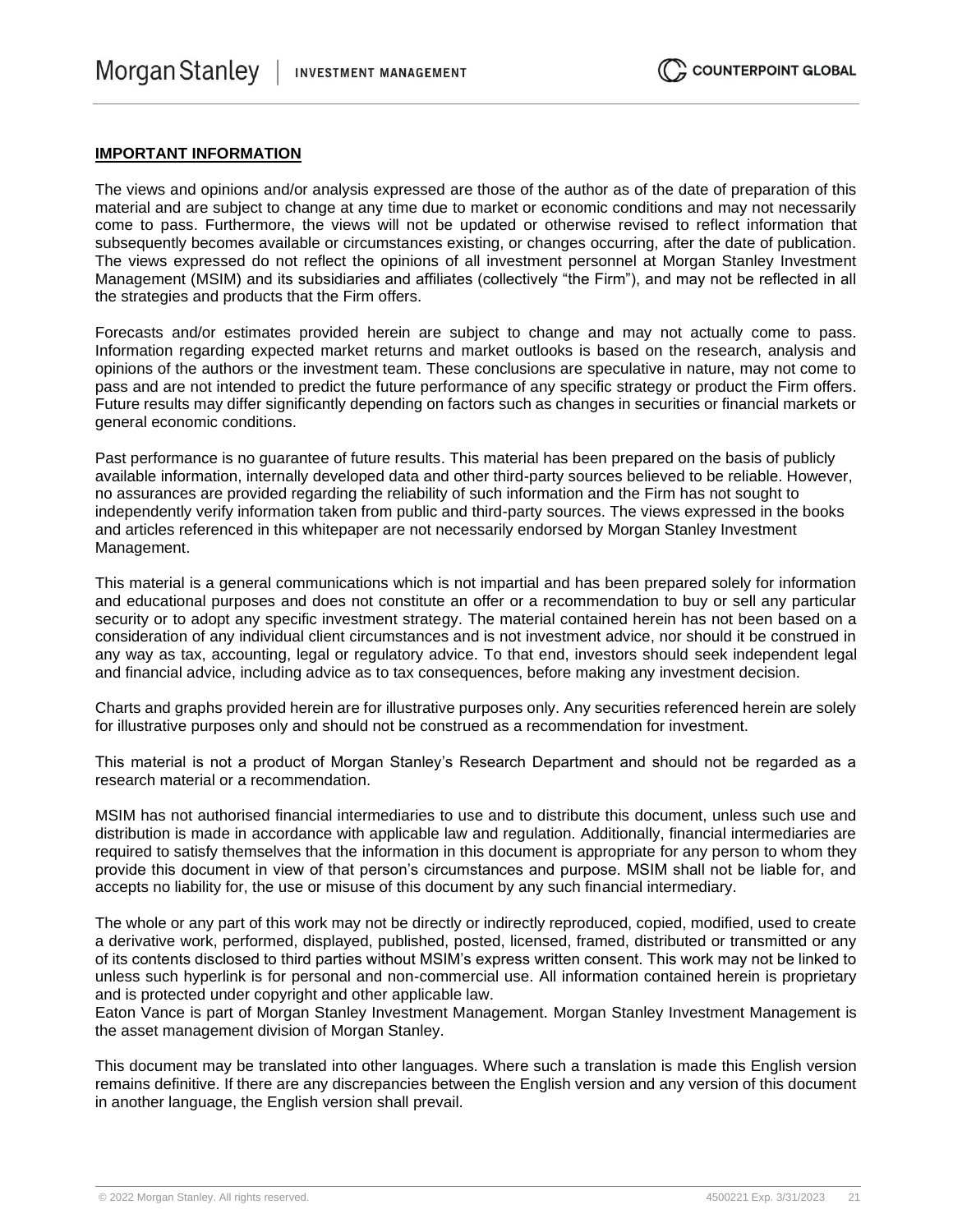**IMPORTANT INFORMATION**

The views and opinions and/or analysis expressed are those of the author as of the date of preparation of this material and are subject to change at any time due to market or economic conditions and may not necessarily come to pass. Furthermore, the views will not be updated or otherwise revised to reflect information that subsequently becomes available or circumstances existing, or changes occurring, after the date of publication. The views expressed do not reflect the opinions of all investment personnel at Morgan Stanley Investment Management (MSIM) and its subsidiaries and affiliates (collectively "the Firm"), and may not be reflected in all the strategies and products that the Firm offers.

Forecasts and/or estimates provided herein are subject to change and may not actually come to pass. Information regarding expected market returns and market outlooks is based on the research, analysis and opinions of the authors or the investment team. These conclusions are speculative in nature, may not come to pass and are not intended to predict the future performance of any specific strategy or product the Firm offers. Future results may differ significantly depending on factors such as changes in securities or financial markets or general economic conditions.

Past performance is no guarantee of future results. This material has been prepared on the basis of publicly available information, internally developed data and other third-party sources believed to be reliable. However, no assurances are provided regarding the reliability of such information and the Firm has not sought to independently verify information taken from public and third-party sources. The views expressed in the books and articles referenced in this whitepaper are not necessarily endorsed by Morgan Stanley Investment Management.

This material is a general communications which is not impartial and has been prepared solely for information and educational purposes and does not constitute an offer or a recommendation to buy or sell any particular security or to adopt any specific investment strategy. The material contained herein has not been based on a consideration of any individual client circumstances and is not investment advice, nor should it be construed in any way as tax, accounting, legal or regulatory advice. To that end, investors should seek independent legal and financial advice, including advice as to tax consequences, before making any investment decision.

Charts and graphs provided herein are for illustrative purposes only. Any securities referenced herein are solely for illustrative purposes only and should not be construed as a recommendation for investment.

This material is not a product of Morgan Stanley's Research Department and should not be regarded as a research material or a recommendation.

MSIM has not authorised financial intermediaries to use and to distribute this document, unless such use and distribution is made in accordance with applicable law and regulation. Additionally, financial intermediaries are required to satisfy themselves that the information in this document is appropriate for any person to whom they provide this document in view of that person's circumstances and purpose. MSIM shall not be liable for, and accepts no liability for, the use or misuse of this document by any such financial intermediary.

The whole or any part of this work may not be directly or indirectly reproduced, copied, modified, used to create a derivative work, performed, displayed, published, posted, licensed, framed, distributed or transmitted or any of its contents disclosed to third parties without MSIM's express written consent. This work may not be linked to unless such hyperlink is for personal and non-commercial use. All information contained herein is proprietary and is protected under copyright and other applicable law.
Eaton Vance is part of Morgan Stanley Investment Management. Morgan Stanley Investment Management is the asset management division of Morgan Stanley.

This document may be translated into other languages. Where such a translation is made this English version remains definitive. If there are any discrepancies between the English version and any version of this document in another language, the English version shall prevail.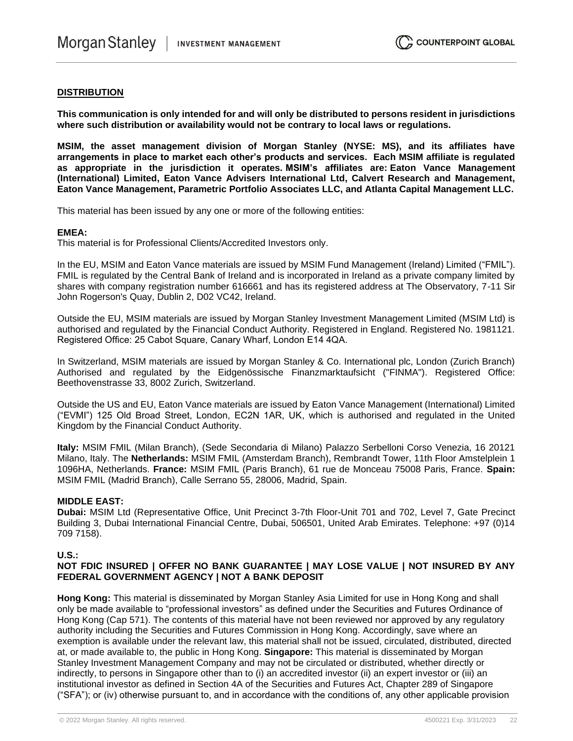## DISTRIBUTION

**This communication is only intended for and will only be distributed to persons resident in jurisdictions where such distribution or availability would not be contrary to local laws or regulations.**

**MSIM, the asset management division of Morgan Stanley (NYSE: MS), and its affiliates have arrangements in place to market each other's products and services. Each MSIM affiliate is regulated as appropriate in the jurisdiction it operates. MSIM's affiliates are: Eaton Vance Management (International) Limited, Eaton Vance Advisers International Ltd, Calvert Research and Management, Eaton Vance Management, Parametric Portfolio Associates LLC, and Atlanta Capital Management LLC.**

This material has been issued by any one or more of the following entities:

**EMEA:**
This material is for Professional Clients/Accredited Investors only.

In the EU, MSIM and Eaton Vance materials are issued by MSIM Fund Management (Ireland) Limited ("FMIL"). FMIL is regulated by the Central Bank of Ireland and is incorporated in Ireland as a private company limited by shares with company registration number 616661 and has its registered address at The Observatory, 7-11 Sir John Rogerson's Quay, Dublin 2, D02 VC42, Ireland.

Outside the EU, MSIM materials are issued by Morgan Stanley Investment Management Limited (MSIM Ltd) is authorised and regulated by the Financial Conduct Authority. Registered in England. Registered No. 1981121. Registered Office: 25 Cabot Square, Canary Wharf, London E14 4QA.

In Switzerland, MSIM materials are issued by Morgan Stanley & Co. International plc, London (Zurich Branch) Authorised and regulated by the Eidgenössische Finanzmarktaufsicht ("FINMA"). Registered Office: Beethovenstrasse 33, 8002 Zurich, Switzerland.

Outside the US and EU, Eaton Vance materials are issued by Eaton Vance Management (International) Limited ("EVMI") 125 Old Broad Street, London, EC2N 1AR, UK, which is authorised and regulated in the United Kingdom by the Financial Conduct Authority.

**Italy:** MSIM FMIL (Milan Branch), (Sede Secondaria di Milano) Palazzo Serbelloni Corso Venezia, 16 20121 Milano, Italy. The **Netherlands:** MSIM FMIL (Amsterdam Branch), Rembrandt Tower, 11th Floor Amstelplein 1 1096HA, Netherlands. **France:** MSIM FMIL (Paris Branch), 61 rue de Monceau 75008 Paris, France. **Spain:** MSIM FMIL (Madrid Branch), Calle Serrano 55, 28006, Madrid, Spain.

**MIDDLE EAST:**
**Dubai:** MSIM Ltd (Representative Office, Unit Precinct 3-7th Floor-Unit 701 and 702, Level 7, Gate Precinct Building 3, Dubai International Financial Centre, Dubai, 506501, United Arab Emirates. Telephone: +97 (0)14 709 7158).

**U.S.:**
**NOT FDIC INSURED | OFFER NO BANK GUARANTEE | MAY LOSE VALUE | NOT INSURED BY ANY FEDERAL GOVERNMENT AGENCY | NOT A BANK DEPOSIT**

**Hong Kong:** This material is disseminated by Morgan Stanley Asia Limited for use in Hong Kong and shall only be made available to "professional investors" as defined under the Securities and Futures Ordinance of Hong Kong (Cap 571). The contents of this material have not been reviewed nor approved by any regulatory authority including the Securities and Futures Commission in Hong Kong. Accordingly, save where an exemption is available under the relevant law, this material shall not be issued, circulated, distributed, directed at, or made available to, the public in Hong Kong. **Singapore:** This material is disseminated by Morgan Stanley Investment Management Company and may not be circulated or distributed, whether directly or indirectly, to persons in Singapore other than to (i) an accredited investor (ii) an expert investor or (iii) an institutional investor as defined in Section 4A of the Securities and Futures Act, Chapter 289 of Singapore ("SFA"); or (iv) otherwise pursuant to, and in accordance with the conditions of, any other applicable provision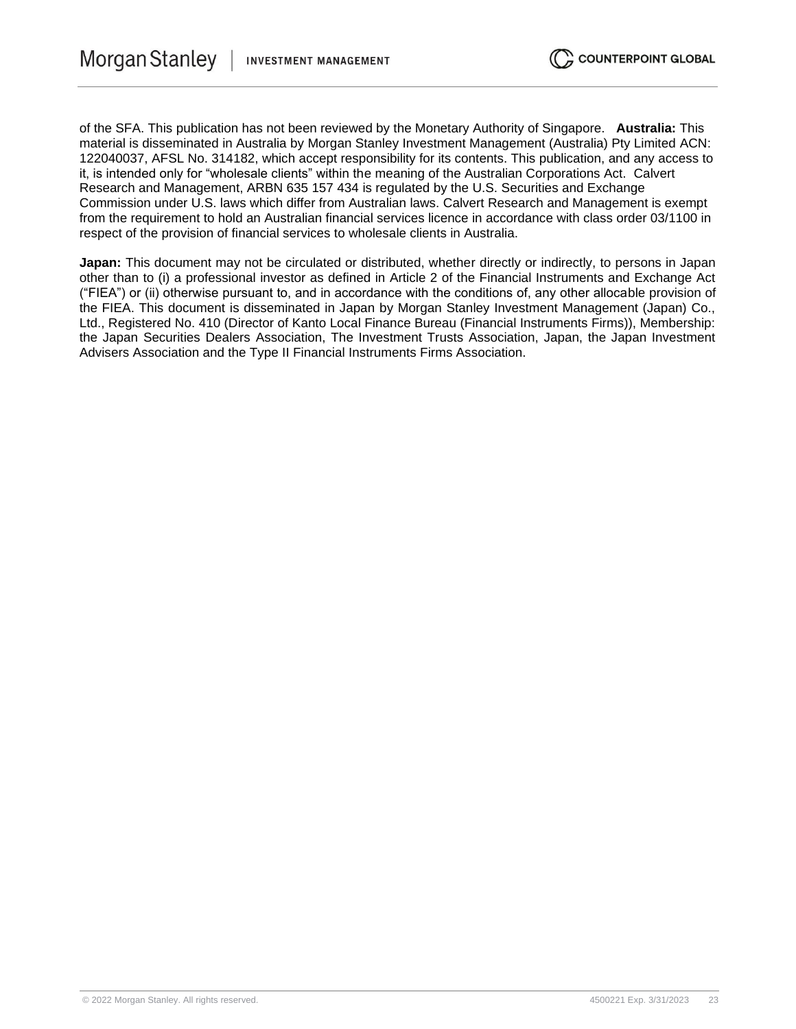of the SFA. This publication has not been reviewed by the Monetary Authority of Singapore. **Australia:** This material is disseminated in Australia by Morgan Stanley Investment Management (Australia) Pty Limited ACN: 122040037, AFSL No. 314182, which accept responsibility for its contents. This publication, and any access to it, is intended only for "wholesale clients" within the meaning of the Australian Corporations Act. Calvert Research and Management, ARBN 635 157 434 is regulated by the U.S. Securities and Exchange Commission under U.S. laws which differ from Australian laws. Calvert Research and Management is exempt from the requirement to hold an Australian financial services licence in accordance with class order 03/1100 in respect of the provision of financial services to wholesale clients in Australia.

**Japan:** This document may not be circulated or distributed, whether directly or indirectly, to persons in Japan other than to (i) a professional investor as defined in Article 2 of the Financial Instruments and Exchange Act ("FIEA") or (ii) otherwise pursuant to, and in accordance with the conditions of, any other allocable provision of the FIEA. This document is disseminated in Japan by Morgan Stanley Investment Management (Japan) Co., Ltd., Registered No. 410 (Director of Kanto Local Finance Bureau (Financial Instruments Firms)), Membership: the Japan Securities Dealers Association, The Investment Trusts Association, Japan, the Japan Investment Advisers Association and the Type II Financial Instruments Firms Association.